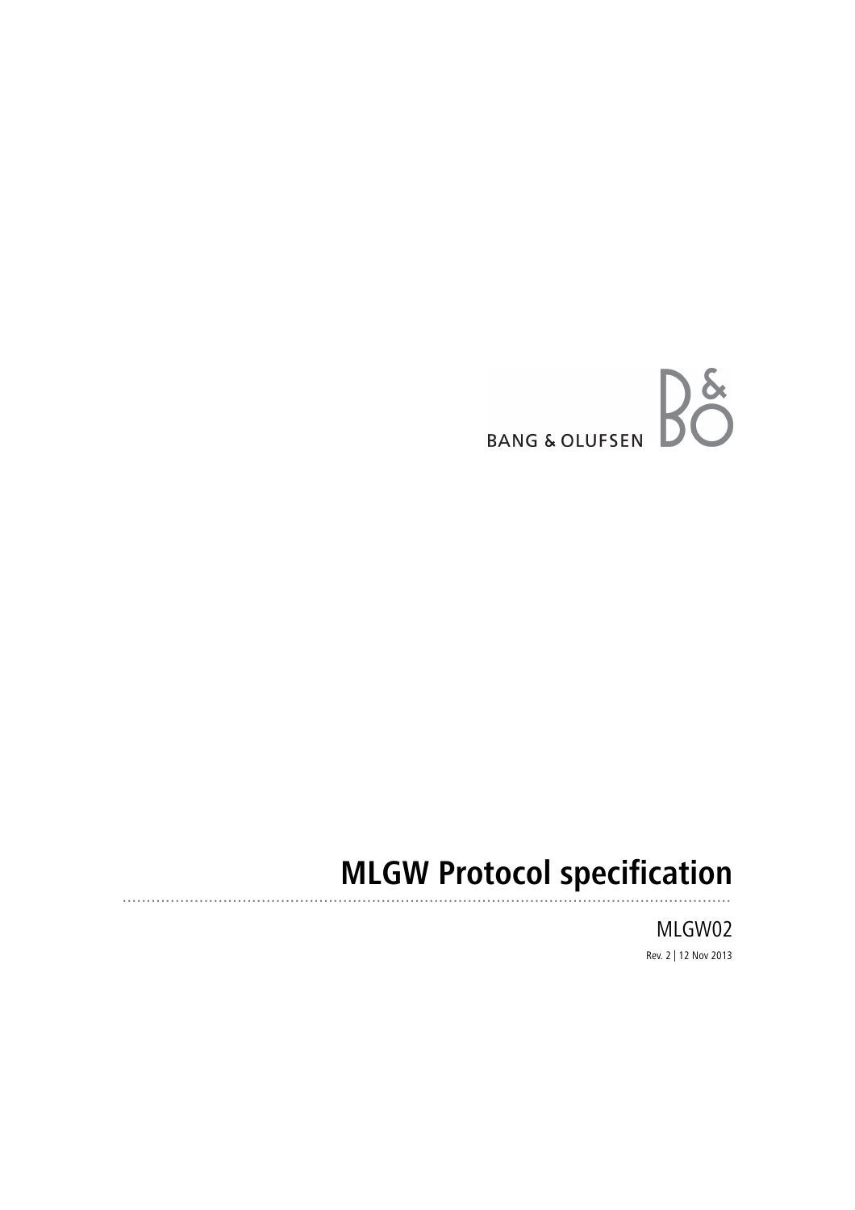BANG & OLUFSEN

# MLGW Protocol specification

MLGW02

Rev. 2 | 12 Nov 2013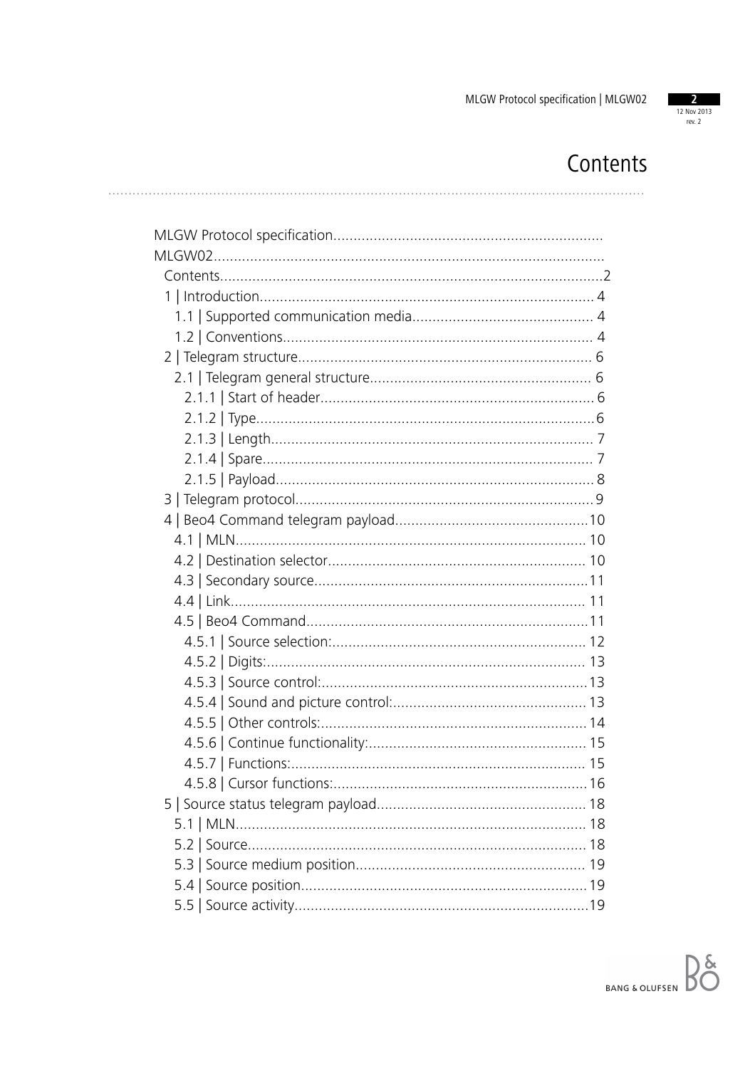# Contents

MLGW Protocol specification
MLGW02
- Contents ........ 2
- 1 | Introduction ........ 4
  - 1.1 | Supported communication media ........ 4
  - 1.2 | Conventions ........ 4
- 2 | Telegram structure ........ 6
  - 2.1 | Telegram general structure ........ 6
    - 2.1.1 | Start of header ........ 6
    - 2.1.2 | Type ........ 6
    - 2.1.3 | Length ........ 7
    - 2.1.4 | Spare ........ 7
    - 2.1.5 | Payload ........ 8
- 3 | Telegram protocol ........ 9
- 4 | Beo4 Command telegram payload ........ 10
  - 4.1 | MLN ........ 10
  - 4.2 | Destination selector ........ 10
  - 4.3 | Secondary source ........ 11
  - 4.4 | Link ........ 11
  - 4.5 | Beo4 Command ........ 11
    - 4.5.1 | Source selection: ........ 12
    - 4.5.2 | Digits: ........ 13
    - 4.5.3 | Source control: ........ 13
    - 4.5.4 | Sound and picture control: ........ 13
    - 4.5.5 | Other controls: ........ 14
    - 4.5.6 | Continue functionality: ........ 15
    - 4.5.7 | Functions: ........ 15
    - 4.5.8 | Cursor functions: ........ 16
- 5 | Source status telegram payload ........ 18
  - 5.1 | MLN ........ 18
  - 5.2 | Source ........ 18
  - 5.3 | Source medium position ........ 19
  - 5.4 | Source position ........ 19
  - 5.5 | Source activity ........ 19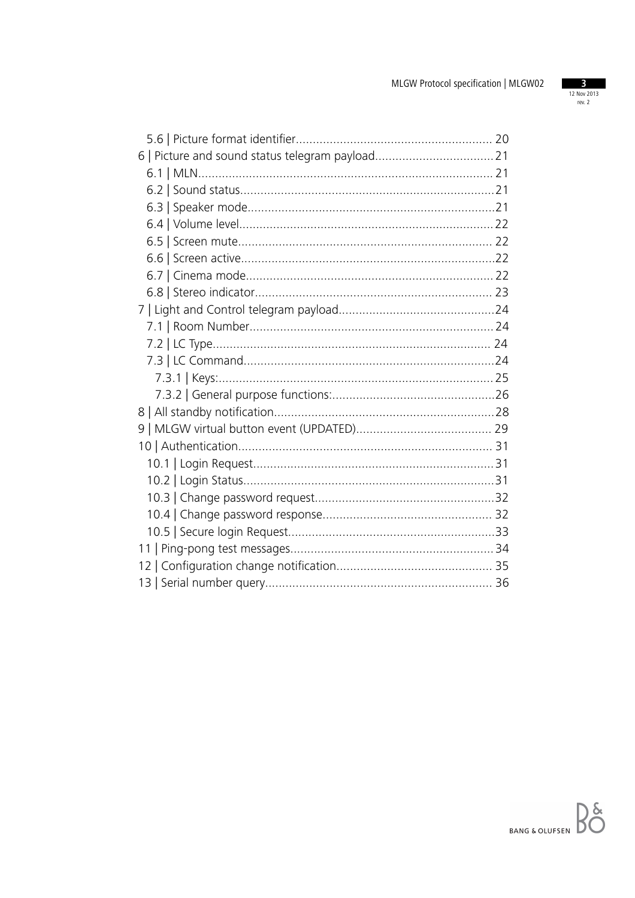5.6 | Picture format identifier........................................................... 20
6 | Picture and sound status telegram payload.................................. 21
6.1 | MLN........................................................................................ 21
6.2 | Sound status........................................................................... 21
6.3 | Speaker mode.......................................................................... 21
6.4 | Volume level............................................................................ 22
6.5 | Screen mute............................................................................ 22
6.6 | Screen active........................................................................... 22
6.7 | Cinema mode.......................................................................... 22
6.8 | Stereo indicator....................................................................... 23
7 | Light and Control telegram payload............................................. 24
7.1 | Room Number......................................................................... 24
7.2 | LC Type.................................................................................. 24
7.3 | LC Command........................................................................... 24
7.3.1 | Keys:................................................................................. 25
7.3.2 | General purpose functions:................................................. 26
8 | All standby notification.................................................................. 28
9 | MLGW virtual button event (UPDATED)......................................... 29
10 | Authentication............................................................................. 31
10.1 | Login Request....................................................................... 31
10.2 | Login Status.......................................................................... 31
10.3 | Change password request..................................................... 32
10.4 | Change password response................................................... 32
10.5 | Secure login Request.............................................................. 33
11 | Ping-pong test messages............................................................. 34
12 | Configuration change notification............................................... 35
13 | Serial number query.................................................................... 36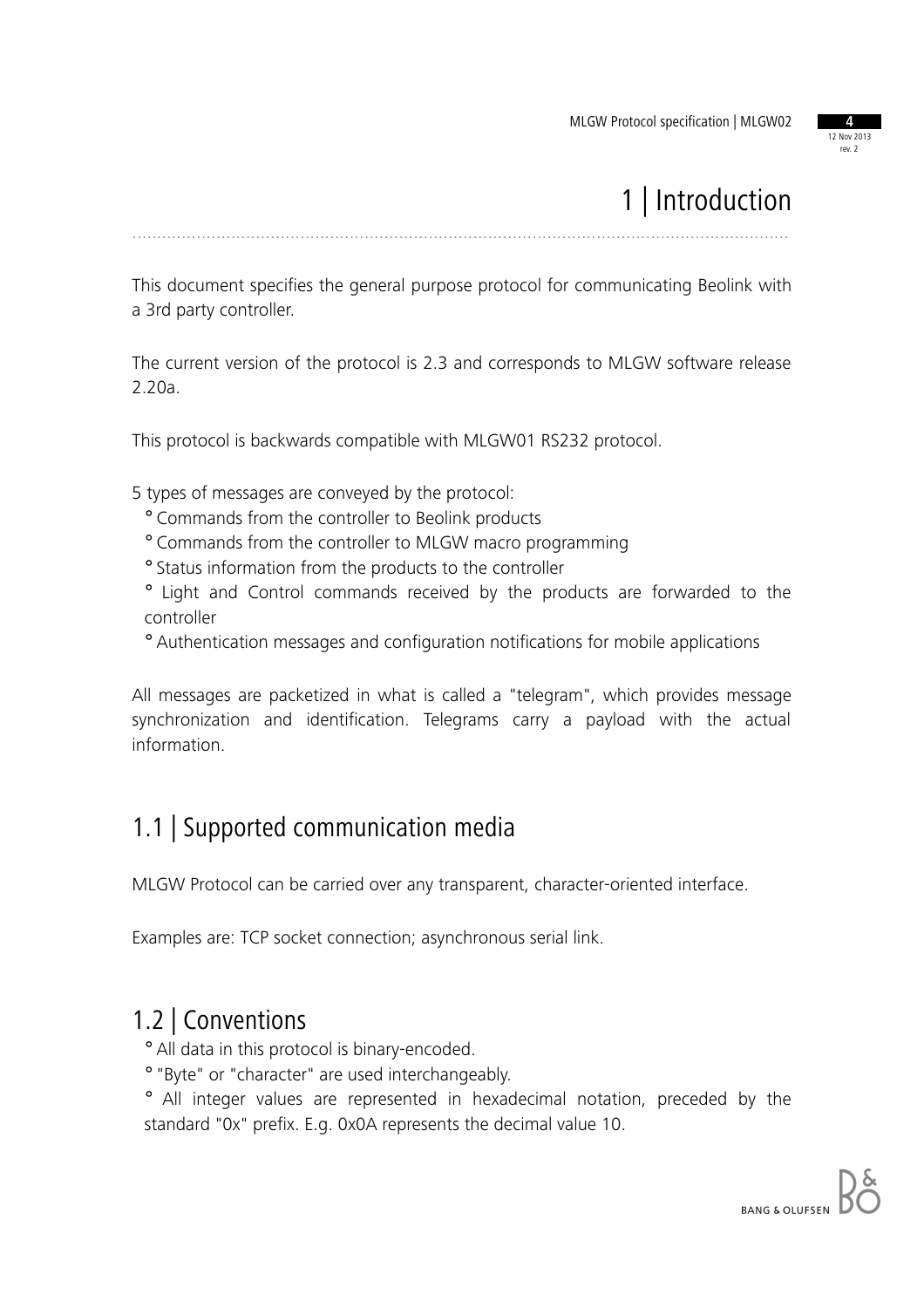# 1 | Introduction

This document specifies the general purpose protocol for communicating Beolink with a 3rd party controller.

The current version of the protocol is 2.3 and corresponds to MLGW software release 2.20a.

This protocol is backwards compatible with MLGW01 RS232 protocol.

5 types of messages are conveyed by the protocol:

- Commands from the controller to Beolink products
- Commands from the controller to MLGW macro programming
- Status information from the products to the controller
- Light and Control commands received by the products are forwarded to the controller
- Authentication messages and configuration notifications for mobile applications

All messages are packetized in what is called a "telegram", which provides message synchronization and identification. Telegrams carry a payload with the actual information.

## 1.1 | Supported communication media

MLGW Protocol can be carried over any transparent, character-oriented interface.

Examples are: TCP socket connection; asynchronous serial link.

## 1.2 | Conventions

- All data in this protocol is binary-encoded.
- "Byte" or "character" are used interchangeably.
- All integer values are represented in hexadecimal notation, preceded by the standard "0x" prefix. E.g. 0x0A represents the decimal value 10.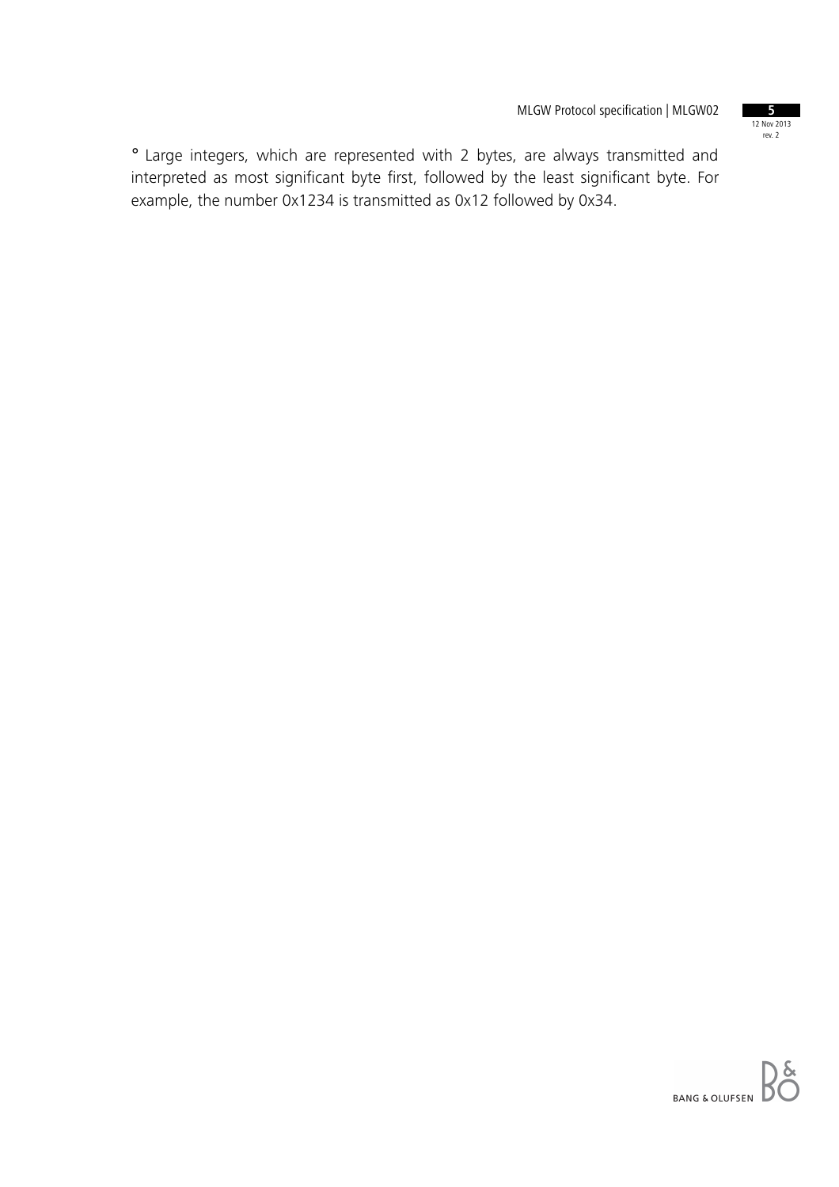° Large integers, which are represented with 2 bytes, are always transmitted and interpreted as most significant byte first, followed by the least significant byte. For example, the number 0x1234 is transmitted as 0x12 followed by 0x34.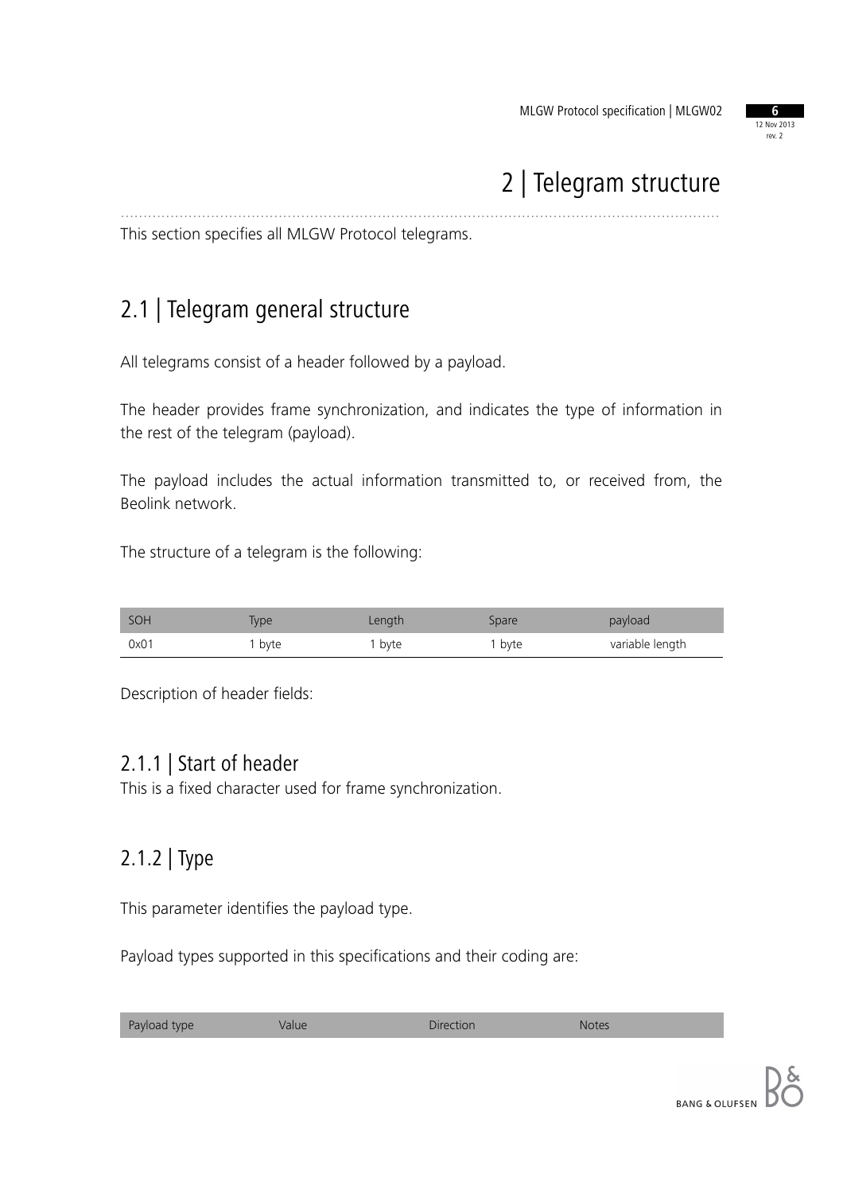# 2 | Telegram structure

This section specifies all MLGW Protocol telegrams.

## 2.1 | Telegram general structure

All telegrams consist of a header followed by a payload.

The header provides frame synchronization, and indicates the type of information in the rest of the telegram (payload).

The payload includes the actual information transmitted to, or received from, the Beolink network.

The structure of a telegram is the following:

| SOH | Type | Length | Spare | payload |
|---|---|---|---|---|
| 0x01 | 1 byte | 1 byte | 1 byte | variable length |

Description of header fields:

### 2.1.1 | Start of header

This is a fixed character used for frame synchronization.

### 2.1.2 | Type

This parameter identifies the payload type.

Payload types supported in this specifications and their coding are:

| Payload type | Value | Direction | Notes |
|---|---|---|---|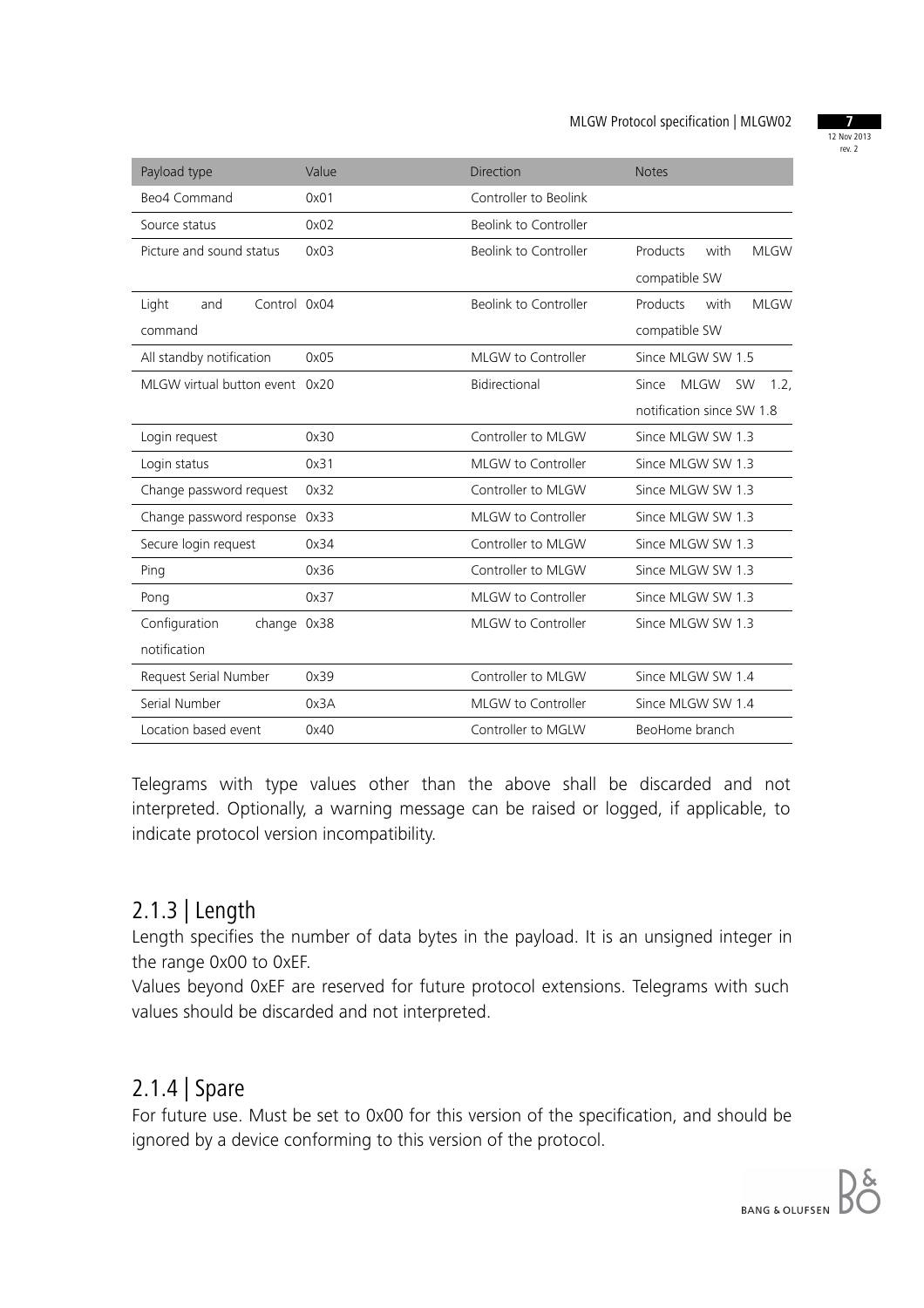| Payload type | Value | Direction | Notes |
|---|---|---|---|
| Beo4 Command | 0x01 | Controller to Beolink | |
| Source status | 0x02 | Beolink to Controller | |
| Picture and sound status | 0x03 | Beolink to Controller | Products with MLGW compatible SW |
| Light and Control command | 0x04 | Beolink to Controller | Products with MLGW compatible SW |
| All standby notification | 0x05 | MLGW to Controller | Since MLGW SW 1.5 |
| MLGW virtual button event | 0x20 | Bidirectional | Since MLGW SW 1.2, notification since SW 1.8 |
| Login request | 0x30 | Controller to MLGW | Since MLGW SW 1.3 |
| Login status | 0x31 | MLGW to Controller | Since MLGW SW 1.3 |
| Change password request | 0x32 | Controller to MLGW | Since MLGW SW 1.3 |
| Change password response | 0x33 | MLGW to Controller | Since MLGW SW 1.3 |
| Secure login request | 0x34 | Controller to MLGW | Since MLGW SW 1.3 |
| Ping | 0x36 | Controller to MLGW | Since MLGW SW 1.3 |
| Pong | 0x37 | MLGW to Controller | Since MLGW SW 1.3 |
| Configuration change notification | 0x38 | MLGW to Controller | Since MLGW SW 1.3 |
| Request Serial Number | 0x39 | Controller to MLGW | Since MLGW SW 1.4 |
| Serial Number | 0x3A | MLGW to Controller | Since MLGW SW 1.4 |
| Location based event | 0x40 | Controller to MGLW | BeoHome branch |

Telegrams with type values other than the above shall be discarded and not interpreted. Optionally, a warning message can be raised or logged, if applicable, to indicate protocol version incompatibility.

## 2.1.3 | Length

Length specifies the number of data bytes in the payload. It is an unsigned integer in the range 0x00 to 0xEF.

Values beyond 0xEF are reserved for future protocol extensions. Telegrams with such values should be discarded and not interpreted.

## 2.1.4 | Spare

For future use. Must be set to 0x00 for this version of the specification, and should be ignored by a device conforming to this version of the protocol.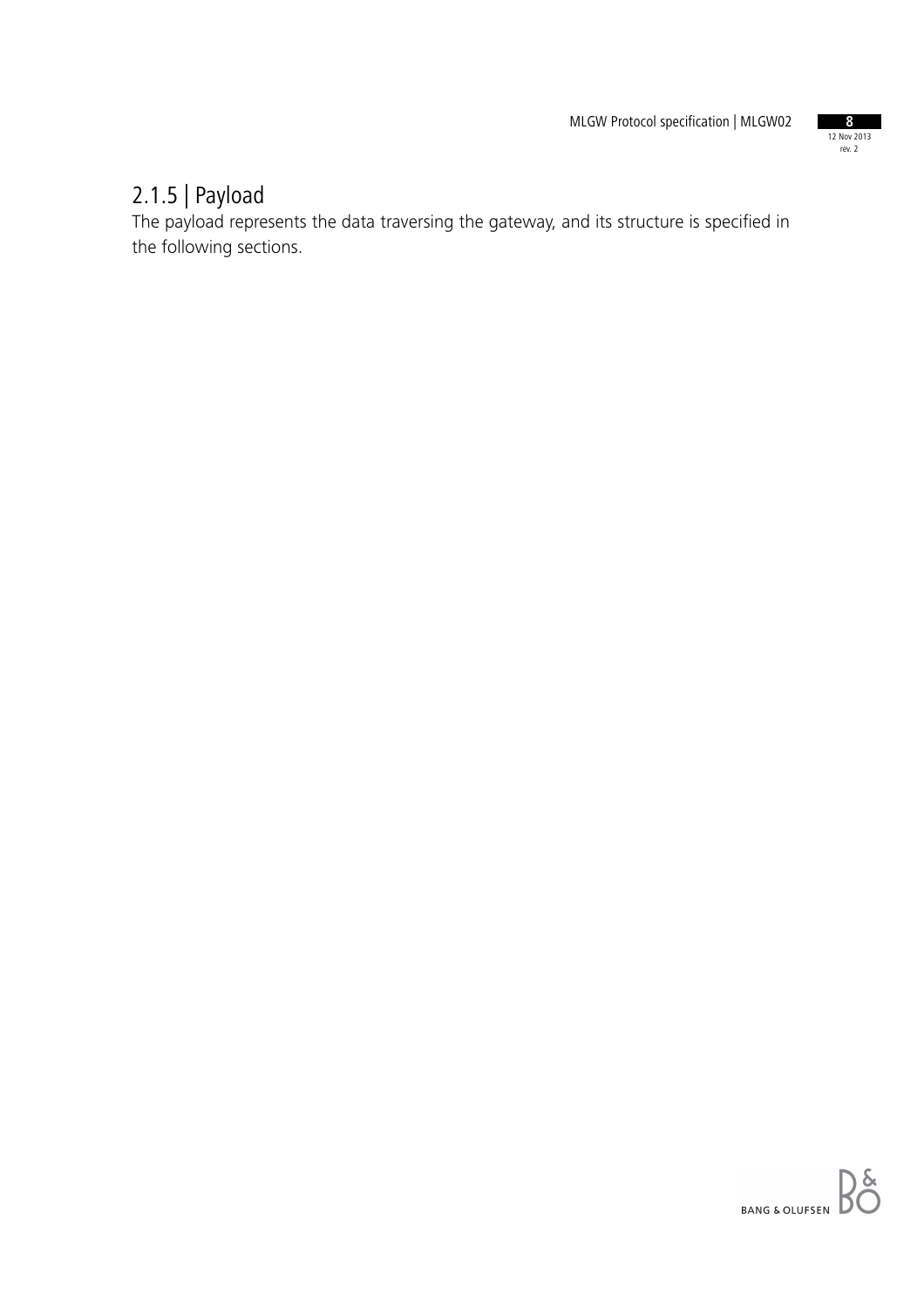### 2.1.5 | Payload

The payload represents the data traversing the gateway, and its structure is specified in the following sections.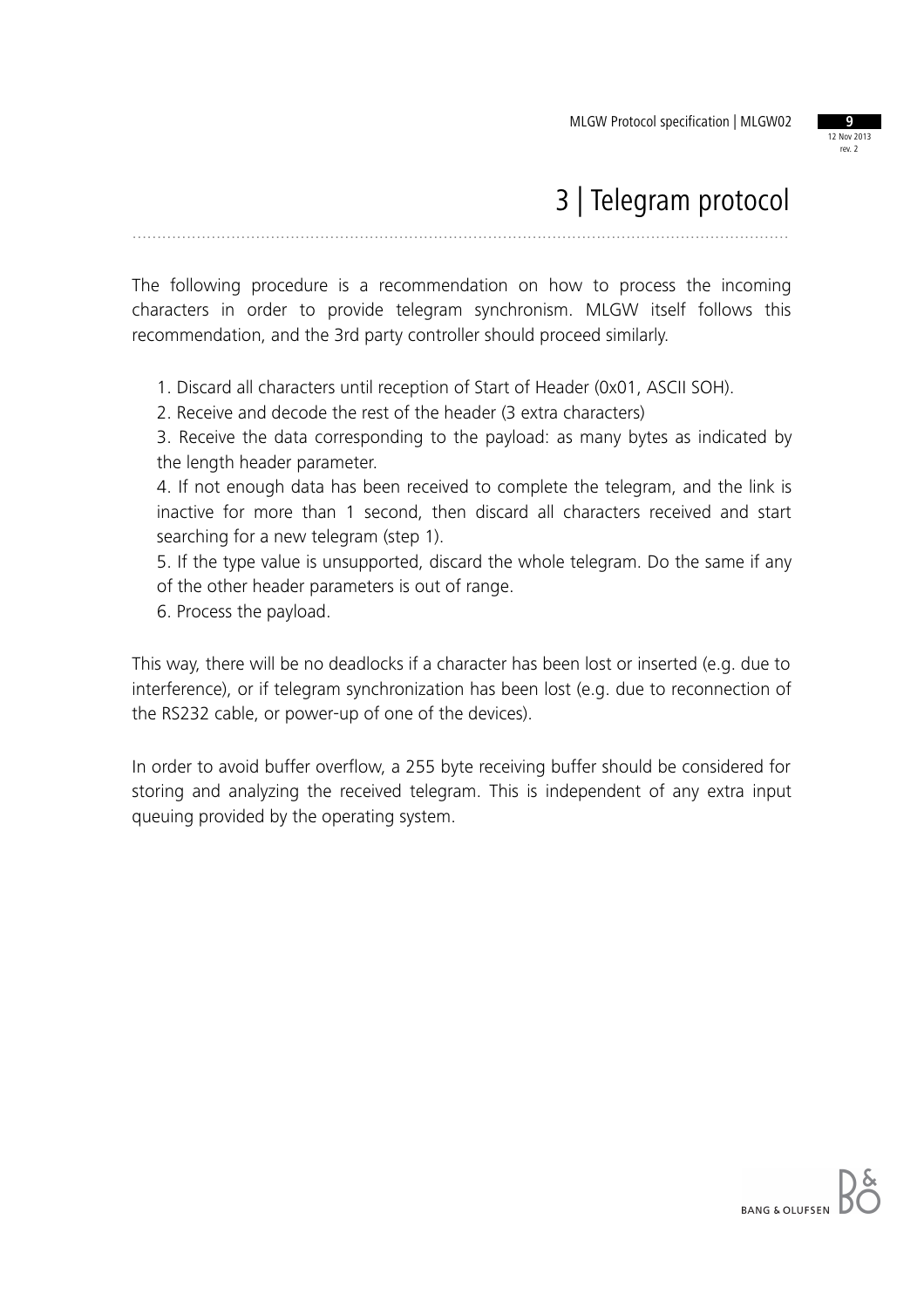# 3 | Telegram protocol

The following procedure is a recommendation on how to process the incoming characters in order to provide telegram synchronism. MLGW itself follows this recommendation, and the 3rd party controller should proceed similarly.

1. Discard all characters until reception of Start of Header (0x01, ASCII SOH).
2. Receive and decode the rest of the header (3 extra characters)
3. Receive the data corresponding to the payload: as many bytes as indicated by the length header parameter.
4. If not enough data has been received to complete the telegram, and the link is inactive for more than 1 second, then discard all characters received and start searching for a new telegram (step 1).
5. If the type value is unsupported, discard the whole telegram. Do the same if any of the other header parameters is out of range.
6. Process the payload.

This way, there will be no deadlocks if a character has been lost or inserted (e.g. due to interference), or if telegram synchronization has been lost (e.g. due to reconnection of the RS232 cable, or power-up of one of the devices).

In order to avoid buffer overflow, a 255 byte receiving buffer should be considered for storing and analyzing the received telegram. This is independent of any extra input queuing provided by the operating system.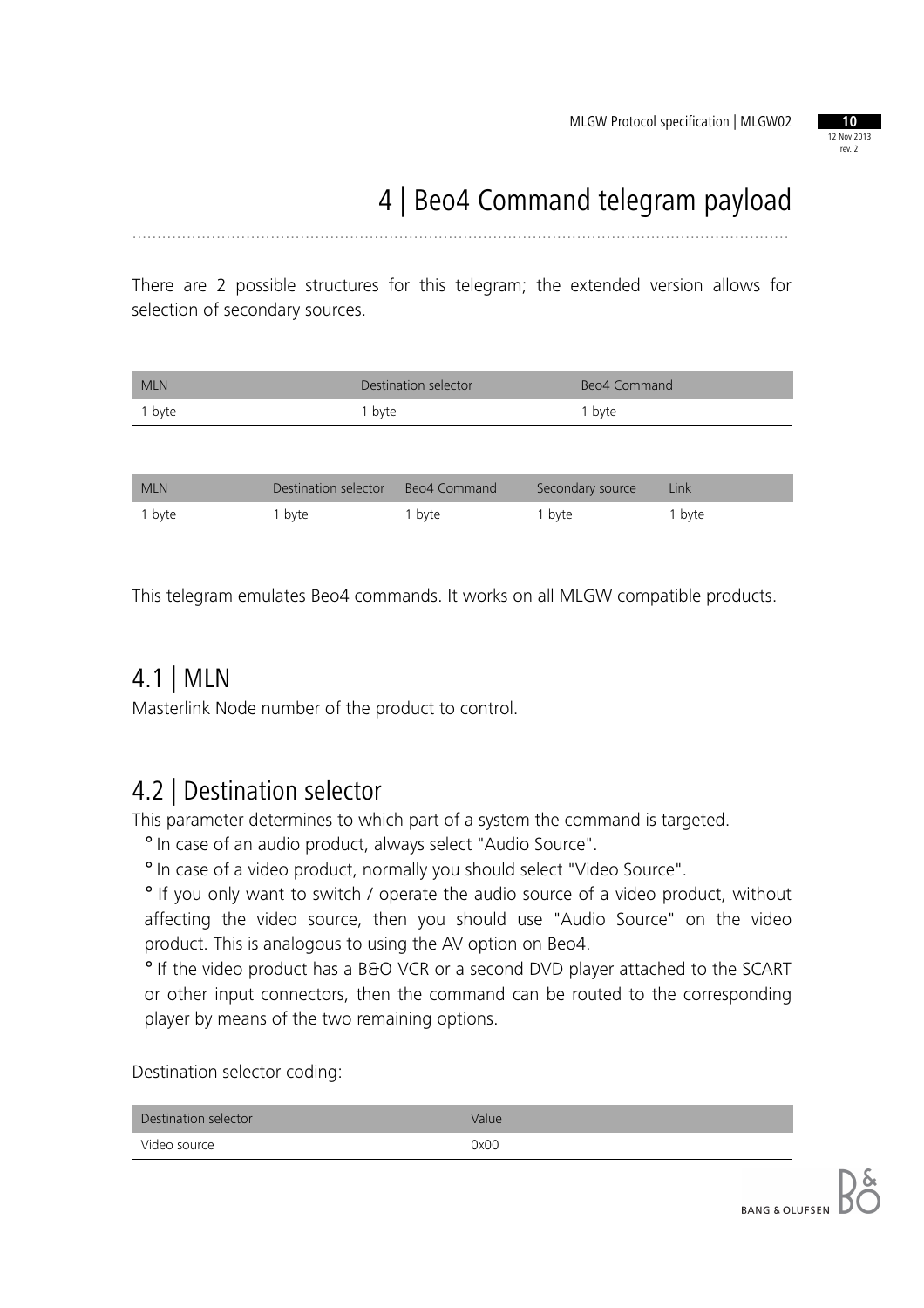# 4 | Beo4 Command telegram payload

There are 2 possible structures for this telegram; the extended version allows for selection of secondary sources.

| MLN | Destination selector | Beo4 Command |
| --- | --- | --- |
| 1 byte | 1 byte | 1 byte |

| MLN | Destination selector | Beo4 Command | Secondary source | Link |
| --- | --- | --- | --- | --- |
| 1 byte | 1 byte | 1 byte | 1 byte | 1 byte |

This telegram emulates Beo4 commands. It works on all MLGW compatible products.

## 4.1 | MLN

Masterlink Node number of the product to control.

## 4.2 | Destination selector

This parameter determines to which part of a system the command is targeted.

- In case of an audio product, always select "Audio Source".
- In case of a video product, normally you should select "Video Source".
- If you only want to switch / operate the audio source of a video product, without affecting the video source, then you should use "Audio Source" on the video product. This is analogous to using the AV option on Beo4.
- If the video product has a B&O VCR or a second DVD player attached to the SCART or other input connectors, then the command can be routed to the corresponding player by means of the two remaining options.

Destination selector coding:

| Destination selector | Value |
| --- | --- |
| Video source | 0x00 |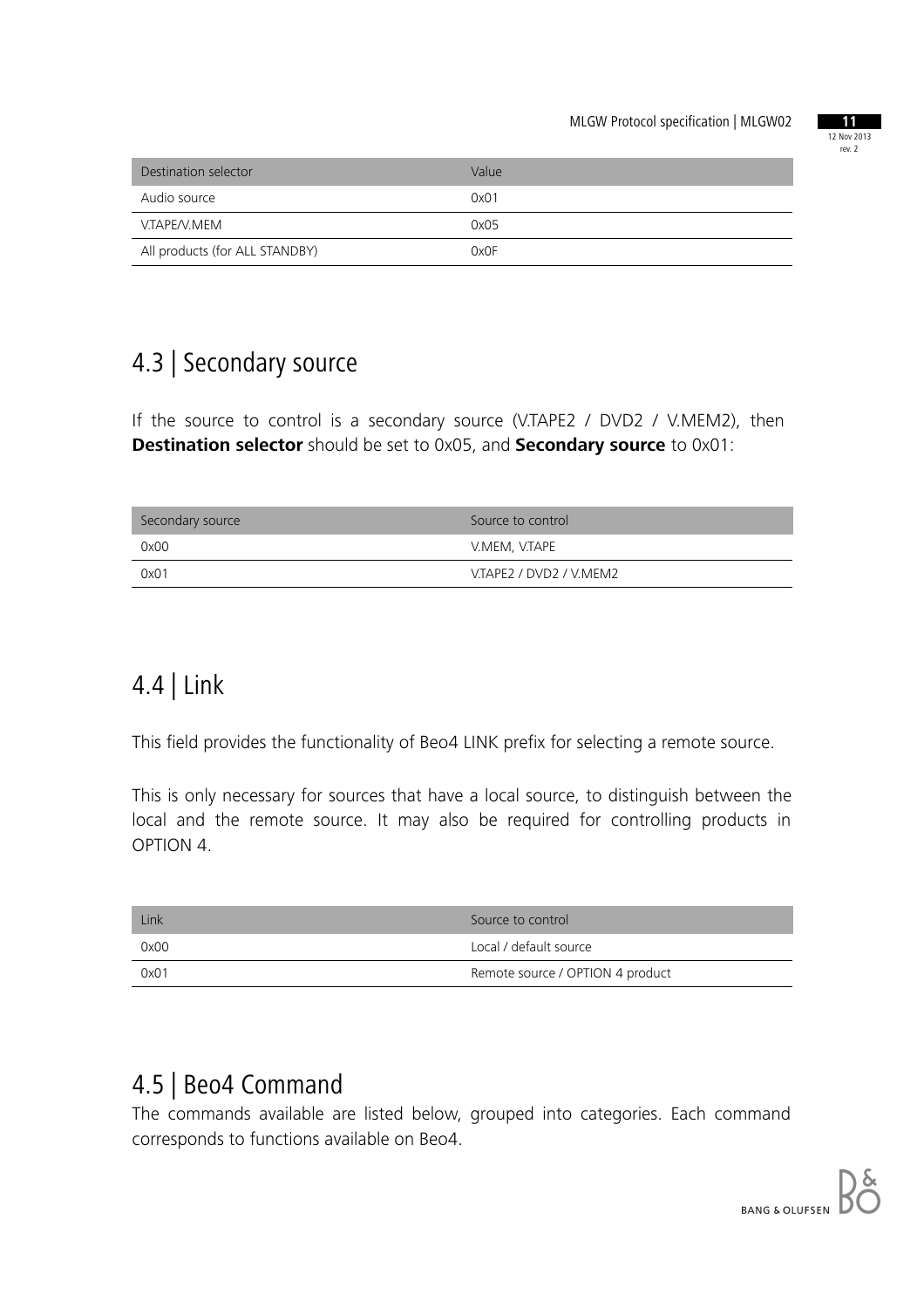| Destination selector | Value |
| --- | --- |
| Audio source | 0x01 |
| V.TAPE/V.MEM | 0x05 |
| All products (for ALL STANDBY) | 0x0F |

## 4.3 | Secondary source

If the source to control is a secondary source (V.TAPE2 / DVD2 / V.MEM2), then **Destination selector** should be set to 0x05, and **Secondary source** to 0x01:

| Secondary source | Source to control |
| --- | --- |
| 0x00 | V.MEM, V.TAPE |
| 0x01 | V.TAPE2 / DVD2 / V.MEM2 |

## 4.4 | Link

This field provides the functionality of Beo4 LINK prefix for selecting a remote source.

This is only necessary for sources that have a local source, to distinguish between the local and the remote source. It may also be required for controlling products in OPTION 4.

| Link | Source to control |
| --- | --- |
| 0x00 | Local / default source |
| 0x01 | Remote source / OPTION 4 product |

## 4.5 | Beo4 Command

The commands available are listed below, grouped into categories. Each command corresponds to functions available on Beo4.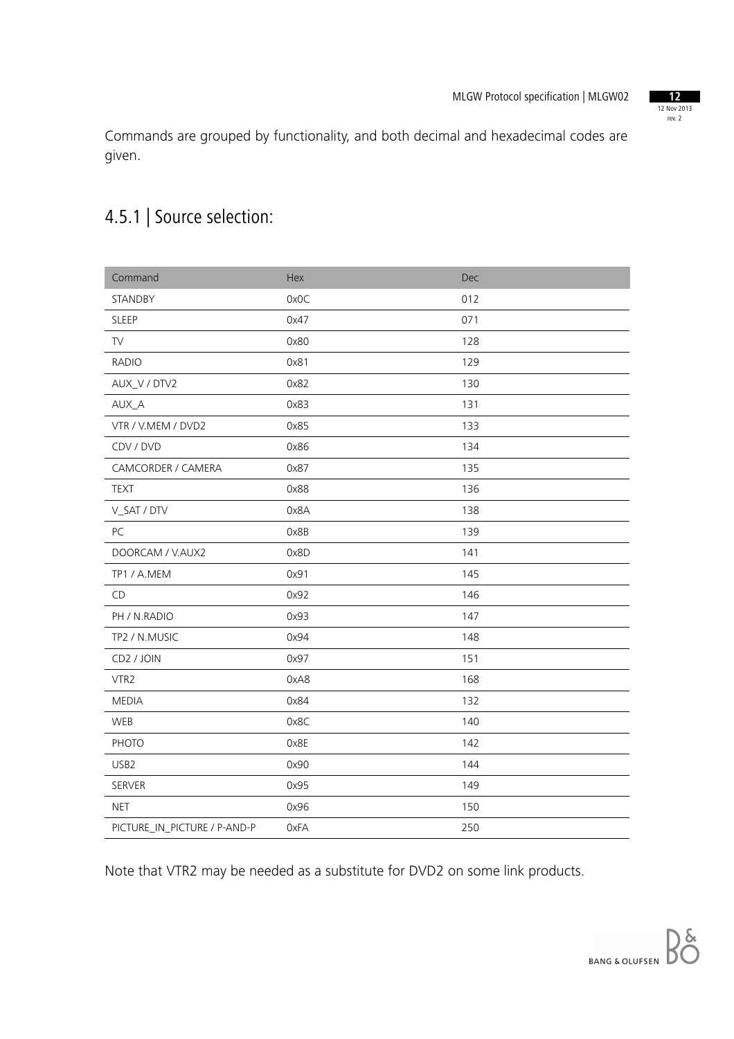Commands are grouped by functionality, and both decimal and hexadecimal codes are given.

## 4.5.1 | Source selection:

| Command | Hex | Dec |
|---|---|---|
| STANDBY | 0x0C | 012 |
| SLEEP | 0x47 | 071 |
| TV | 0x80 | 128 |
| RADIO | 0x81 | 129 |
| AUX_V / DTV2 | 0x82 | 130 |
| AUX_A | 0x83 | 131 |
| VTR / V.MEM / DVD2 | 0x85 | 133 |
| CDV / DVD | 0x86 | 134 |
| CAMCORDER / CAMERA | 0x87 | 135 |
| TEXT | 0x88 | 136 |
| V_SAT / DTV | 0x8A | 138 |
| PC | 0x8B | 139 |
| DOORCAM / V.AUX2 | 0x8D | 141 |
| TP1 / A.MEM | 0x91 | 145 |
| CD | 0x92 | 146 |
| PH / N.RADIO | 0x93 | 147 |
| TP2 / N.MUSIC | 0x94 | 148 |
| CD2 / JOIN | 0x97 | 151 |
| VTR2 | 0xA8 | 168 |
| MEDIA | 0x84 | 132 |
| WEB | 0x8C | 140 |
| PHOTO | 0x8E | 142 |
| USB2 | 0x90 | 144 |
| SERVER | 0x95 | 149 |
| NET | 0x96 | 150 |
| PICTURE_IN_PICTURE / P-AND-P | 0xFA | 250 |

Note that VTR2 may be needed as a substitute for DVD2 on some link products.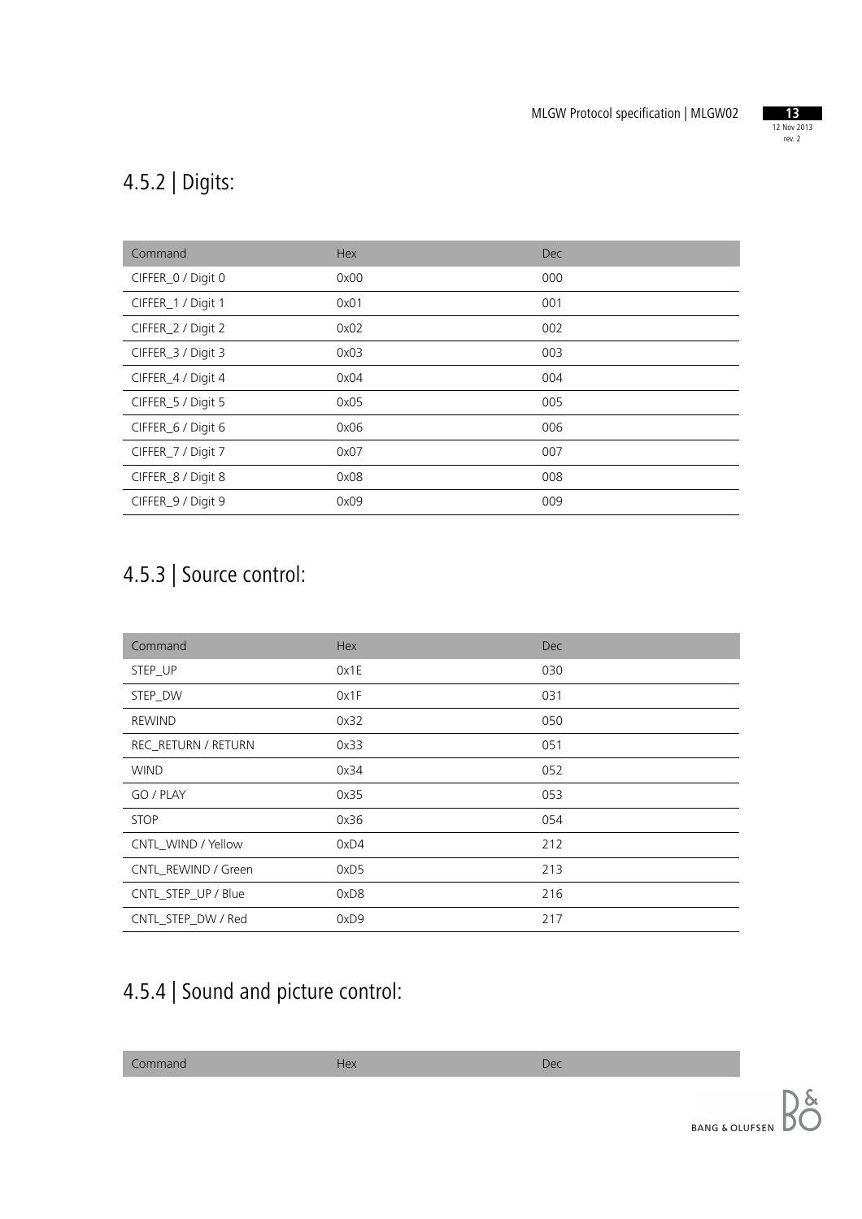## 4.5.2 | Digits:

| Command | Hex | Dec |
|---|---|---|
| CIFFER_0 / Digit 0 | 0x00 | 000 |
| CIFFER_1 / Digit 1 | 0x01 | 001 |
| CIFFER_2 / Digit 2 | 0x02 | 002 |
| CIFFER_3 / Digit 3 | 0x03 | 003 |
| CIFFER_4 / Digit 4 | 0x04 | 004 |
| CIFFER_5 / Digit 5 | 0x05 | 005 |
| CIFFER_6 / Digit 6 | 0x06 | 006 |
| CIFFER_7 / Digit 7 | 0x07 | 007 |
| CIFFER_8 / Digit 8 | 0x08 | 008 |
| CIFFER_9 / Digit 9 | 0x09 | 009 |

## 4.5.3 | Source control:

| Command | Hex | Dec |
|---|---|---|
| STEP_UP | 0x1E | 030 |
| STEP_DW | 0x1F | 031 |
| REWIND | 0x32 | 050 |
| REC_RETURN / RETURN | 0x33 | 051 |
| WIND | 0x34 | 052 |
| GO / PLAY | 0x35 | 053 |
| STOP | 0x36 | 054 |
| CNTL_WIND / Yellow | 0xD4 | 212 |
| CNTL_REWIND / Green | 0xD5 | 213 |
| CNTL_STEP_UP / Blue | 0xD8 | 216 |
| CNTL_STEP_DW / Red | 0xD9 | 217 |

## 4.5.4 | Sound and picture control:

| Command | Hex | Dec |
|---|---|---|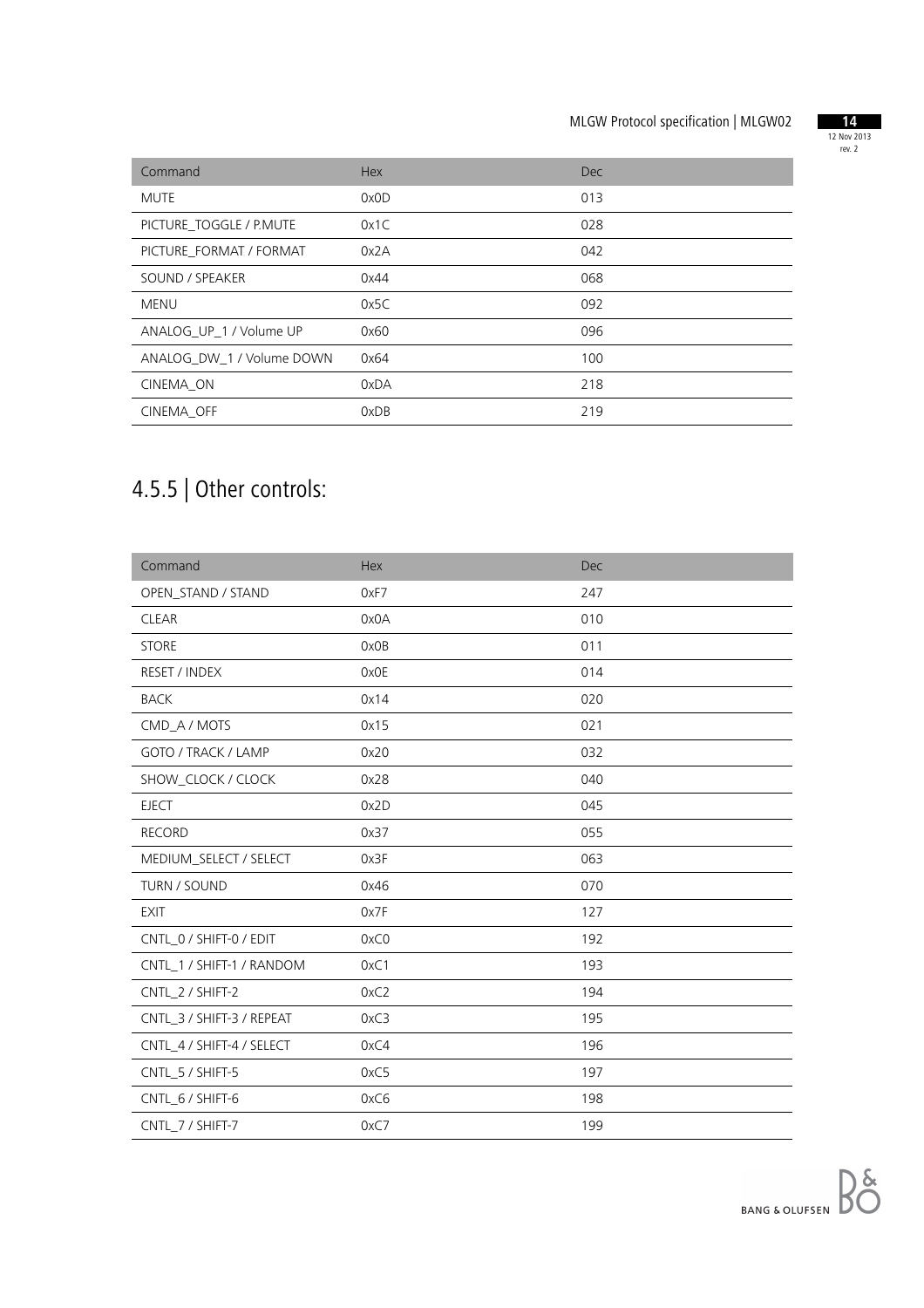| Command | Hex | Dec |
| --- | --- | --- |
| MUTE | 0x0D | 013 |
| PICTURE_TOGGLE / P.MUTE | 0x1C | 028 |
| PICTURE_FORMAT / FORMAT | 0x2A | 042 |
| SOUND / SPEAKER | 0x44 | 068 |
| MENU | 0x5C | 092 |
| ANALOG_UP_1 / Volume UP | 0x60 | 096 |
| ANALOG_DW_1 / Volume DOWN | 0x64 | 100 |
| CINEMA_ON | 0xDA | 218 |
| CINEMA_OFF | 0xDB | 219 |

## 4.5.5 | Other controls:

| Command | Hex | Dec |
| --- | --- | --- |
| OPEN_STAND / STAND | 0xF7 | 247 |
| CLEAR | 0x0A | 010 |
| STORE | 0x0B | 011 |
| RESET / INDEX | 0x0E | 014 |
| BACK | 0x14 | 020 |
| CMD_A / MOTS | 0x15 | 021 |
| GOTO / TRACK / LAMP | 0x20 | 032 |
| SHOW_CLOCK / CLOCK | 0x28 | 040 |
| EJECT | 0x2D | 045 |
| RECORD | 0x37 | 055 |
| MEDIUM_SELECT / SELECT | 0x3F | 063 |
| TURN / SOUND | 0x46 | 070 |
| EXIT | 0x7F | 127 |
| CNTL_0 / SHIFT-0 / EDIT | 0xC0 | 192 |
| CNTL_1 / SHIFT-1 / RANDOM | 0xC1 | 193 |
| CNTL_2 / SHIFT-2 | 0xC2 | 194 |
| CNTL_3 / SHIFT-3 / REPEAT | 0xC3 | 195 |
| CNTL_4 / SHIFT-4 / SELECT | 0xC4 | 196 |
| CNTL_5 / SHIFT-5 | 0xC5 | 197 |
| CNTL_6 / SHIFT-6 | 0xC6 | 198 |
| CNTL_7 / SHIFT-7 | 0xC7 | 199 |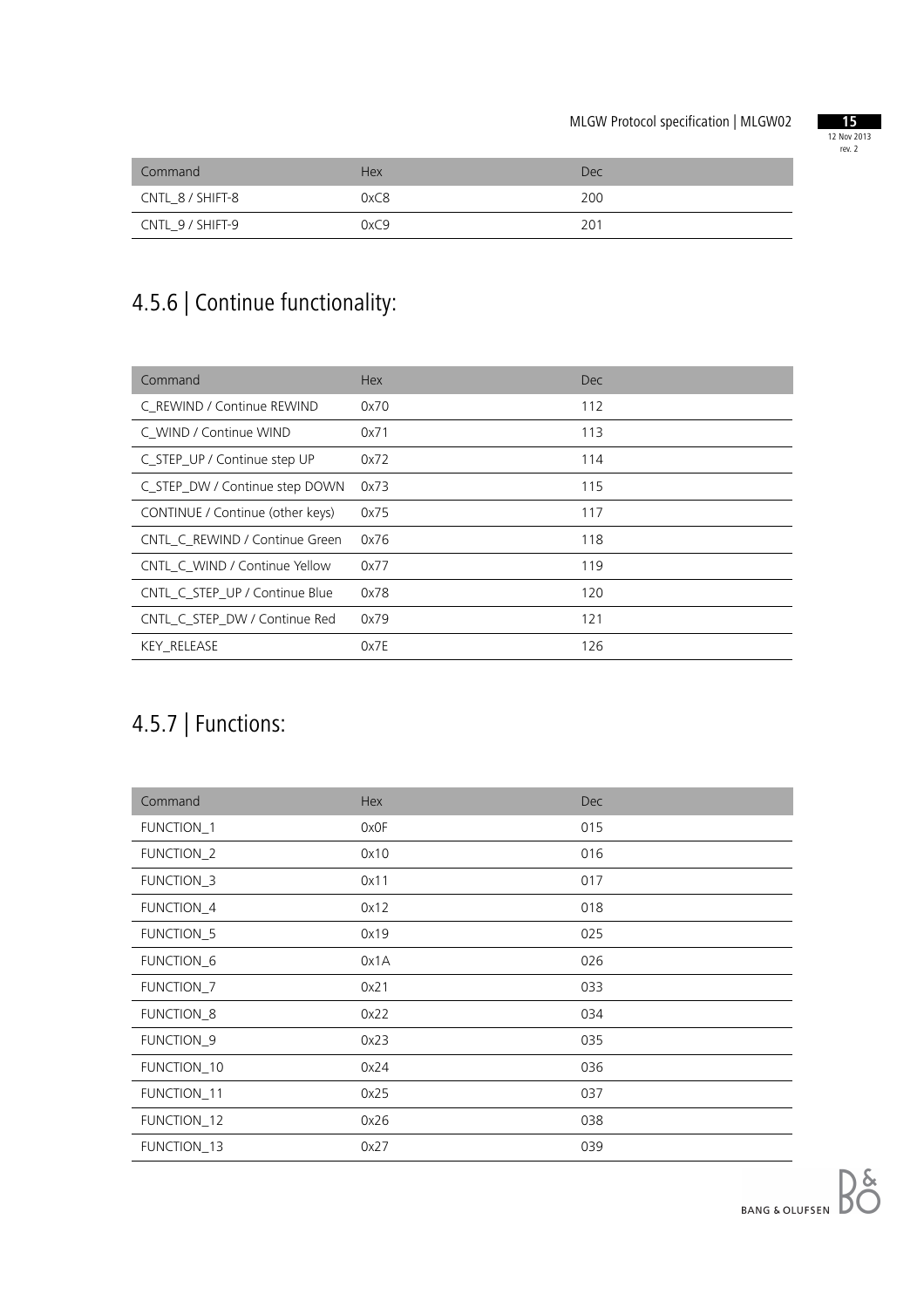| Command | Hex | Dec |
| --- | --- | --- |
| CNTL_8 / SHIFT-8 | 0xC8 | 200 |
| CNTL_9 / SHIFT-9 | 0xC9 | 201 |

## 4.5.6 | Continue functionality:

| Command | Hex | Dec |
| --- | --- | --- |
| C_REWIND / Continue REWIND | 0x70 | 112 |
| C_WIND / Continue WIND | 0x71 | 113 |
| C_STEP_UP / Continue step UP | 0x72 | 114 |
| C_STEP_DW / Continue step DOWN | 0x73 | 115 |
| CONTINUE / Continue (other keys) | 0x75 | 117 |
| CNTL_C_REWIND / Continue Green | 0x76 | 118 |
| CNTL_C_WIND / Continue Yellow | 0x77 | 119 |
| CNTL_C_STEP_UP / Continue Blue | 0x78 | 120 |
| CNTL_C_STEP_DW / Continue Red | 0x79 | 121 |
| KEY_RELEASE | 0x7E | 126 |

## 4.5.7 | Functions:

| Command | Hex | Dec |
| --- | --- | --- |
| FUNCTION_1 | 0x0F | 015 |
| FUNCTION_2 | 0x10 | 016 |
| FUNCTION_3 | 0x11 | 017 |
| FUNCTION_4 | 0x12 | 018 |
| FUNCTION_5 | 0x19 | 025 |
| FUNCTION_6 | 0x1A | 026 |
| FUNCTION_7 | 0x21 | 033 |
| FUNCTION_8 | 0x22 | 034 |
| FUNCTION_9 | 0x23 | 035 |
| FUNCTION_10 | 0x24 | 036 |
| FUNCTION_11 | 0x25 | 037 |
| FUNCTION_12 | 0x26 | 038 |
| FUNCTION_13 | 0x27 | 039 |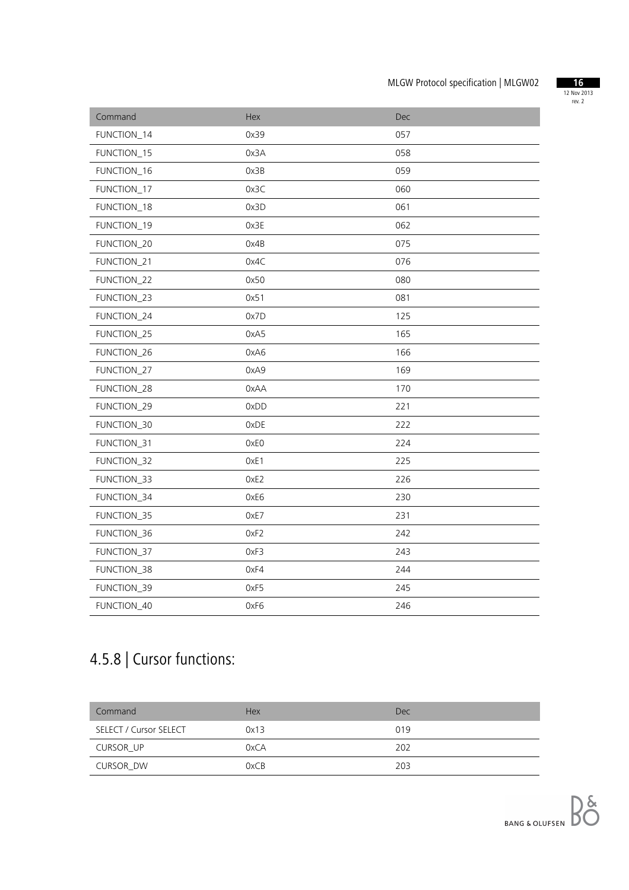| Command | Hex | Dec |
|---|---|---|
| FUNCTION_14 | 0x39 | 057 |
| FUNCTION_15 | 0x3A | 058 |
| FUNCTION_16 | 0x3B | 059 |
| FUNCTION_17 | 0x3C | 060 |
| FUNCTION_18 | 0x3D | 061 |
| FUNCTION_19 | 0x3E | 062 |
| FUNCTION_20 | 0x4B | 075 |
| FUNCTION_21 | 0x4C | 076 |
| FUNCTION_22 | 0x50 | 080 |
| FUNCTION_23 | 0x51 | 081 |
| FUNCTION_24 | 0x7D | 125 |
| FUNCTION_25 | 0xA5 | 165 |
| FUNCTION_26 | 0xA6 | 166 |
| FUNCTION_27 | 0xA9 | 169 |
| FUNCTION_28 | 0xAA | 170 |
| FUNCTION_29 | 0xDD | 221 |
| FUNCTION_30 | 0xDE | 222 |
| FUNCTION_31 | 0xE0 | 224 |
| FUNCTION_32 | 0xE1 | 225 |
| FUNCTION_33 | 0xE2 | 226 |
| FUNCTION_34 | 0xE6 | 230 |
| FUNCTION_35 | 0xE7 | 231 |
| FUNCTION_36 | 0xF2 | 242 |
| FUNCTION_37 | 0xF3 | 243 |
| FUNCTION_38 | 0xF4 | 244 |
| FUNCTION_39 | 0xF5 | 245 |
| FUNCTION_40 | 0xF6 | 246 |

## 4.5.8 | Cursor functions:

| Command | Hex | Dec |
|---|---|---|
| SELECT / Cursor SELECT | 0x13 | 019 |
| CURSOR_UP | 0xCA | 202 |
| CURSOR_DW | 0xCB | 203 |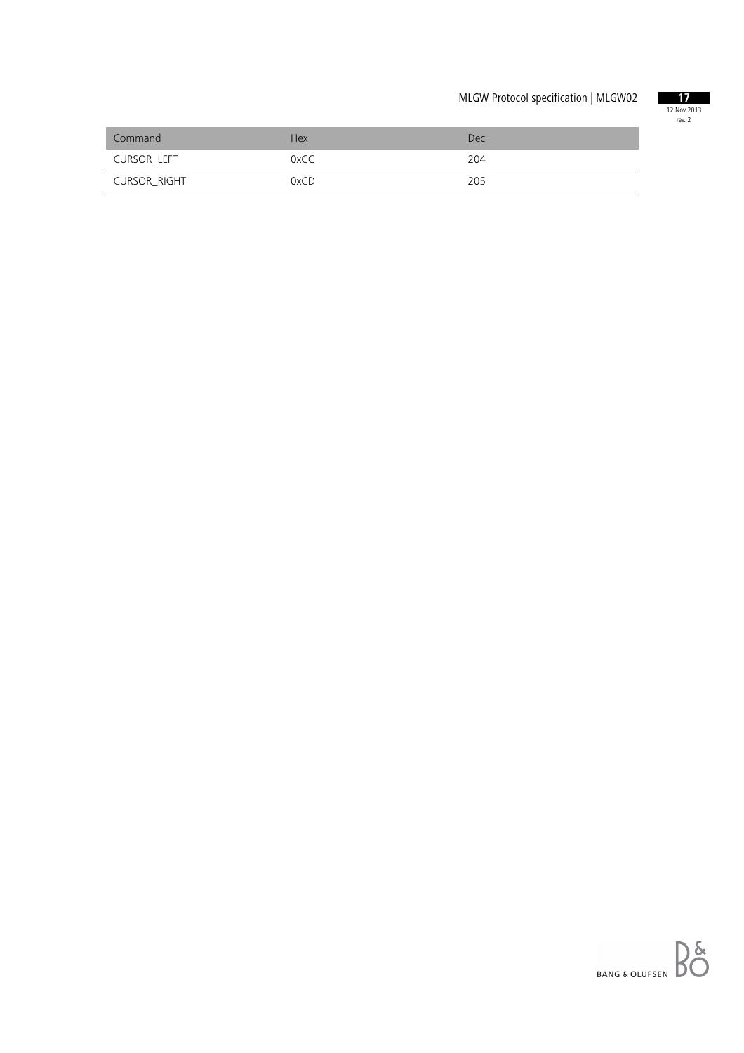| Command | Hex | Dec |
| --- | --- | --- |
| CURSOR_LEFT | 0xCC | 204 |
| CURSOR_RIGHT | 0xCD | 205 |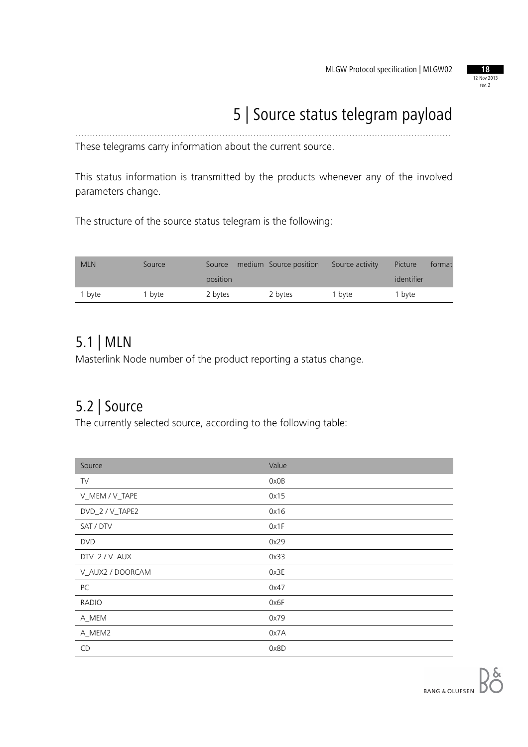# 5 | Source status telegram payload

These telegrams carry information about the current source.

This status information is transmitted by the products whenever any of the involved parameters change.

The structure of the source status telegram is the following:

| MLN | Source | Source medium position | Source position | Source activity | Picture format identifier |
|---|---|---|---|---|---|
| 1 byte | 1 byte | 2 bytes | 2 bytes | 1 byte | 1 byte |

## 5.1 | MLN

Masterlink Node number of the product reporting a status change.

## 5.2 | Source

The currently selected source, according to the following table:

| Source | Value |
|---|---|
| TV | 0x0B |
| V_MEM / V_TAPE | 0x15 |
| DVD_2 / V_TAPE2 | 0x16 |
| SAT / DTV | 0x1F |
| DVD | 0x29 |
| DTV_2 / V_AUX | 0x33 |
| V_AUX2 / DOORCAM | 0x3E |
| PC | 0x47 |
| RADIO | 0x6F |
| A_MEM | 0x79 |
| A_MEM2 | 0x7A |
| CD | 0x8D |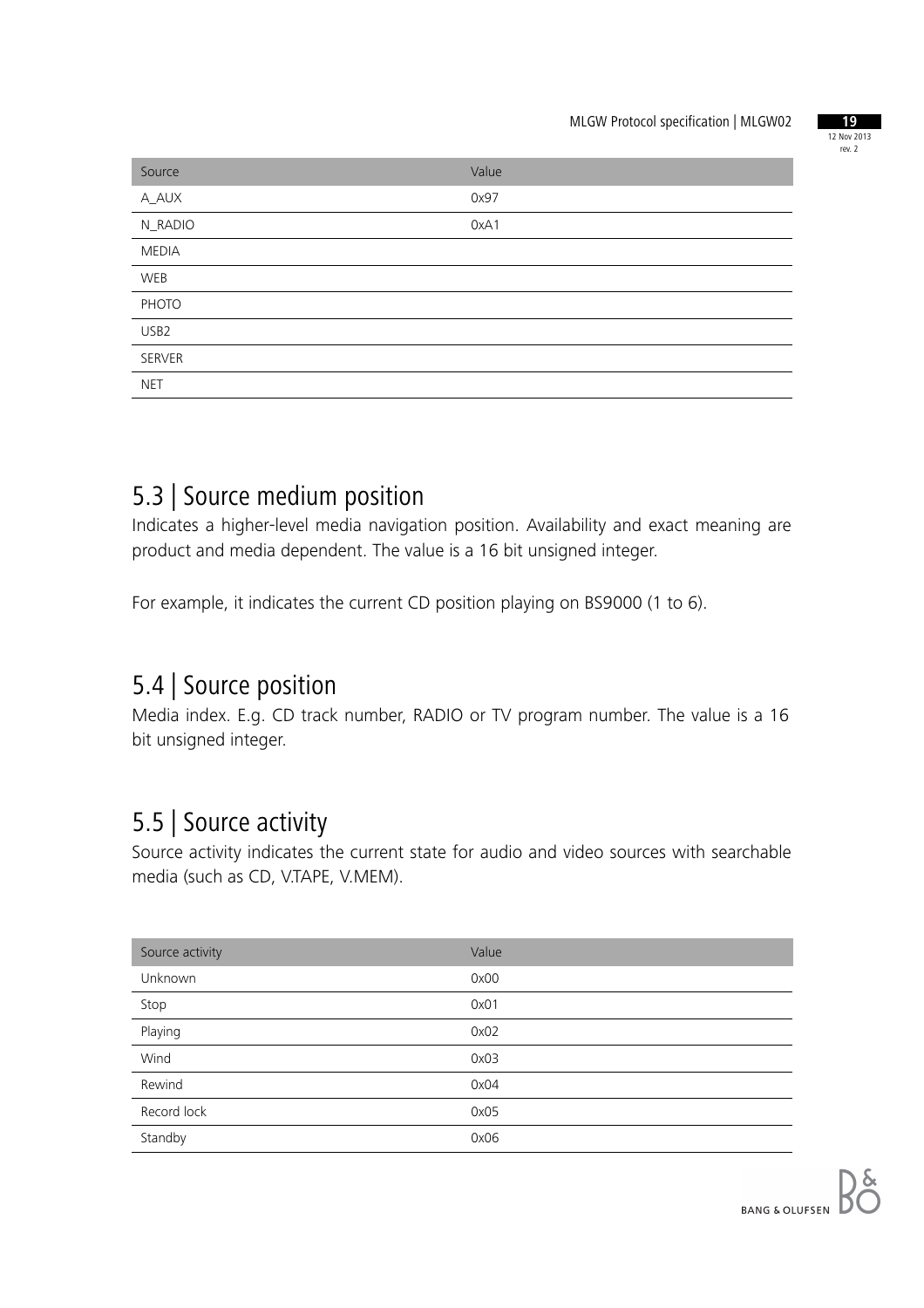| Source | Value |
|---|---|
| A_AUX | 0x97 |
| N_RADIO | 0xA1 |
| MEDIA | |
| WEB | |
| PHOTO | |
| USB2 | |
| SERVER | |
| NET | |

## 5.3 | Source medium position

Indicates a higher-level media navigation position. Availability and exact meaning are product and media dependent. The value is a 16 bit unsigned integer.

For example, it indicates the current CD position playing on BS9000 (1 to 6).

## 5.4 | Source position

Media index. E.g. CD track number, RADIO or TV program number. The value is a 16 bit unsigned integer.

## 5.5 | Source activity

Source activity indicates the current state for audio and video sources with searchable media (such as CD, V.TAPE, V.MEM).

| Source activity | Value |
|---|---|
| Unknown | 0x00 |
| Stop | 0x01 |
| Playing | 0x02 |
| Wind | 0x03 |
| Rewind | 0x04 |
| Record lock | 0x05 |
| Standby | 0x06 |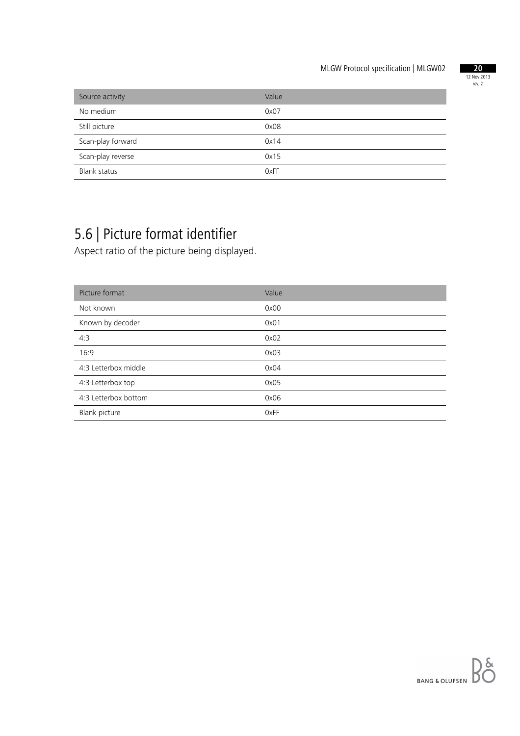| Source activity | Value |
| --- | --- |
| No medium | 0x07 |
| Still picture | 0x08 |
| Scan-play forward | 0x14 |
| Scan-play reverse | 0x15 |
| Blank status | 0xFF |

## 5.6 | Picture format identifier

Aspect ratio of the picture being displayed.

| Picture format | Value |
| --- | --- |
| Not known | 0x00 |
| Known by decoder | 0x01 |
| 4:3 | 0x02 |
| 16:9 | 0x03 |
| 4:3 Letterbox middle | 0x04 |
| 4:3 Letterbox top | 0x05 |
| 4:3 Letterbox bottom | 0x06 |
| Blank picture | 0xFF |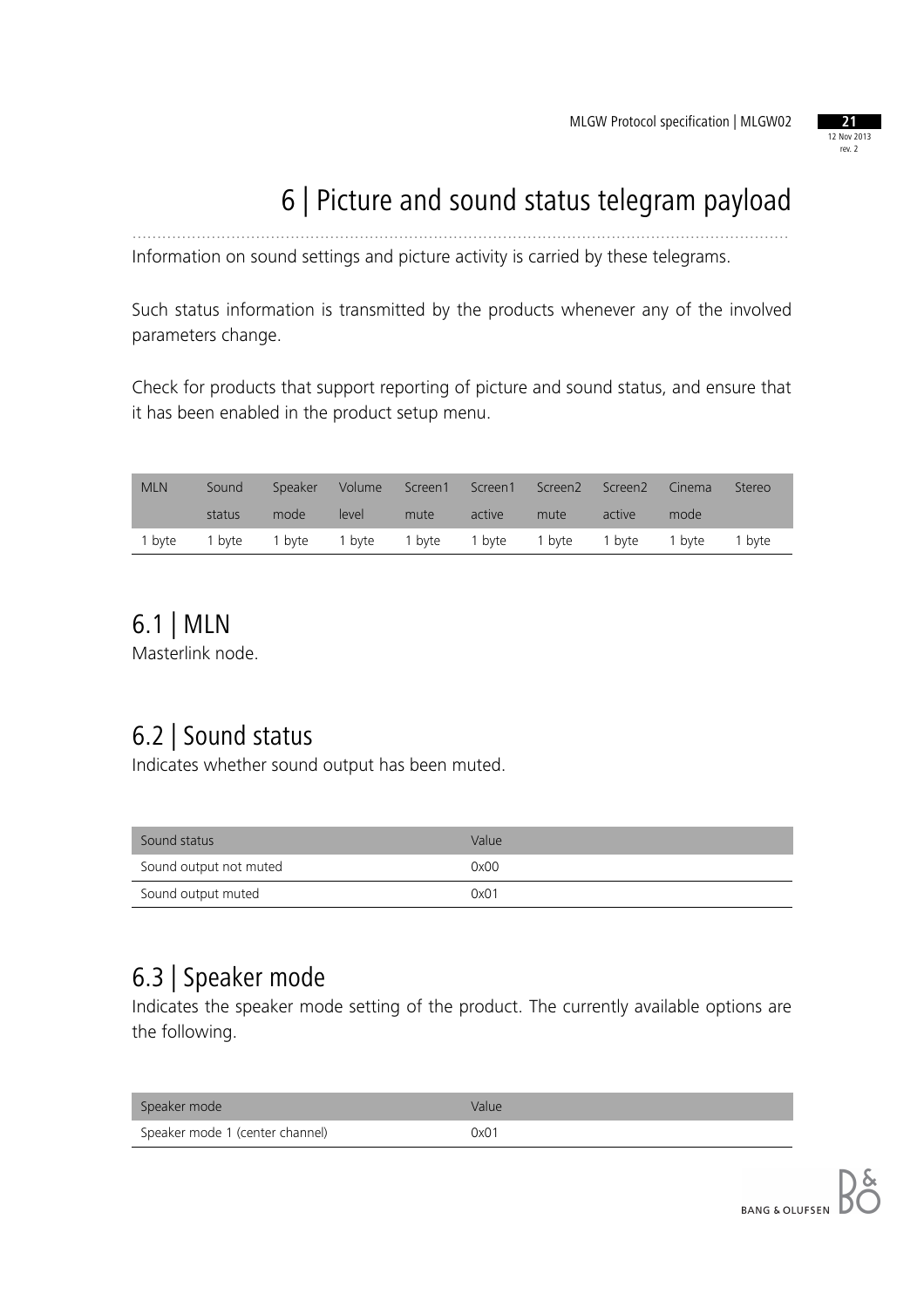# 6 | Picture and sound status telegram payload

Information on sound settings and picture activity is carried by these telegrams.

Such status information is transmitted by the products whenever any of the involved parameters change.

Check for products that support reporting of picture and sound status, and ensure that it has been enabled in the product setup menu.

| MLN | Sound status | Speaker mode | Volume level | Screen1 mute | Screen1 active | Screen2 mute | Screen2 active | Cinema mode | Stereo |
|---|---|---|---|---|---|---|---|---|---|
| 1 byte | 1 byte | 1 byte | 1 byte | 1 byte | 1 byte | 1 byte | 1 byte | 1 byte | 1 byte |

## 6.1 | MLN

Masterlink node.

## 6.2 | Sound status

Indicates whether sound output has been muted.

| Sound status | Value |
|---|---|
| Sound output not muted | 0x00 |
| Sound output muted | 0x01 |

## 6.3 | Speaker mode

Indicates the speaker mode setting of the product. The currently available options are the following.

| Speaker mode | Value |
|---|---|
| Speaker mode 1 (center channel) | 0x01 |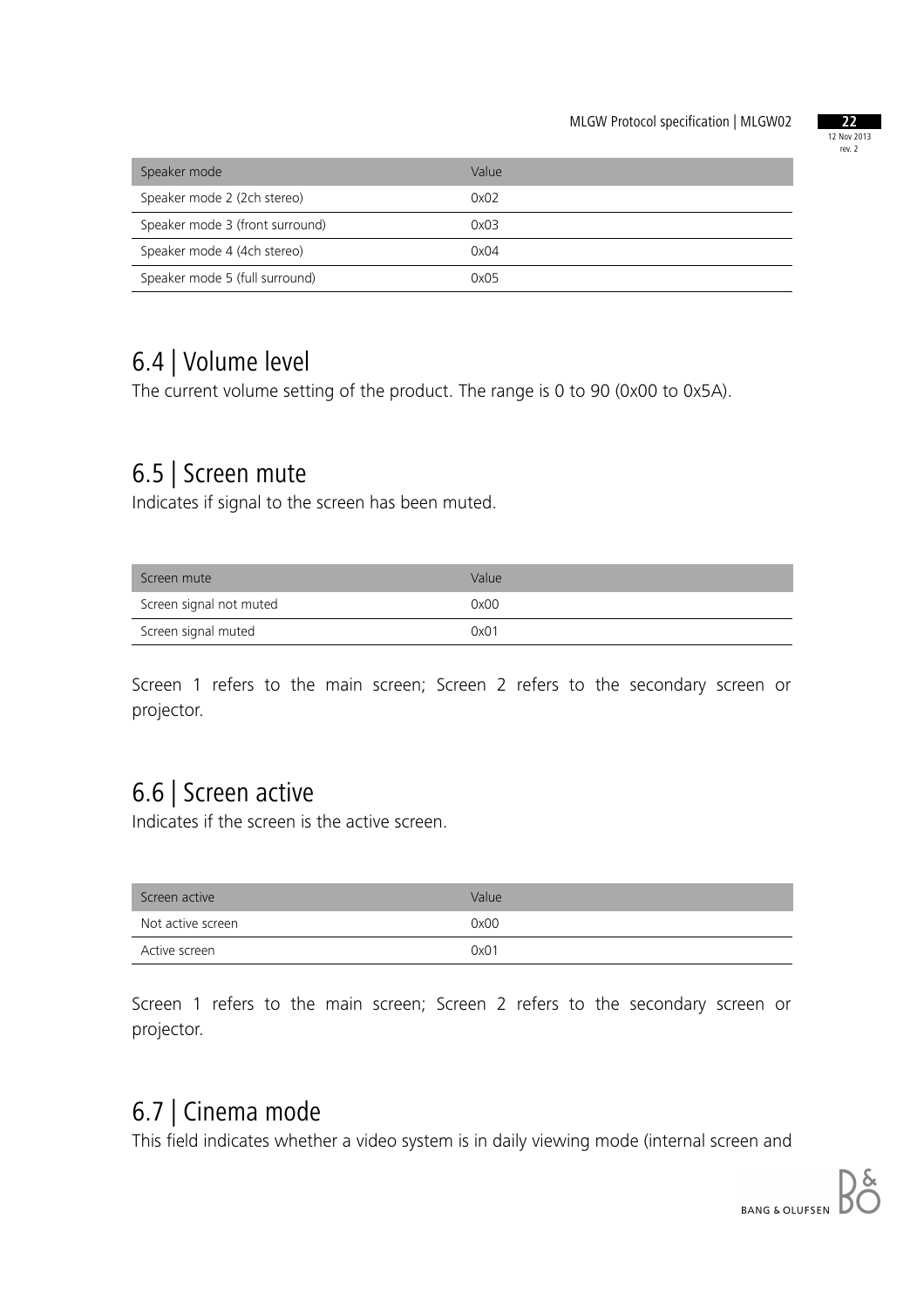| Speaker mode | Value |
| --- | --- |
| Speaker mode 2 (2ch stereo) | 0x02 |
| Speaker mode 3 (front surround) | 0x03 |
| Speaker mode 4 (4ch stereo) | 0x04 |
| Speaker mode 5 (full surround) | 0x05 |

## 6.4 | Volume level

The current volume setting of the product. The range is 0 to 90 (0x00 to 0x5A).

## 6.5 | Screen mute

Indicates if signal to the screen has been muted.

| Screen mute | Value |
| --- | --- |
| Screen signal not muted | 0x00 |
| Screen signal muted | 0x01 |

Screen 1 refers to the main screen; Screen 2 refers to the secondary screen or projector.

## 6.6 | Screen active

Indicates if the screen is the active screen.

| Screen active | Value |
| --- | --- |
| Not active screen | 0x00 |
| Active screen | 0x01 |

Screen 1 refers to the main screen; Screen 2 refers to the secondary screen or projector.

## 6.7 | Cinema mode

This field indicates whether a video system is in daily viewing mode (internal screen and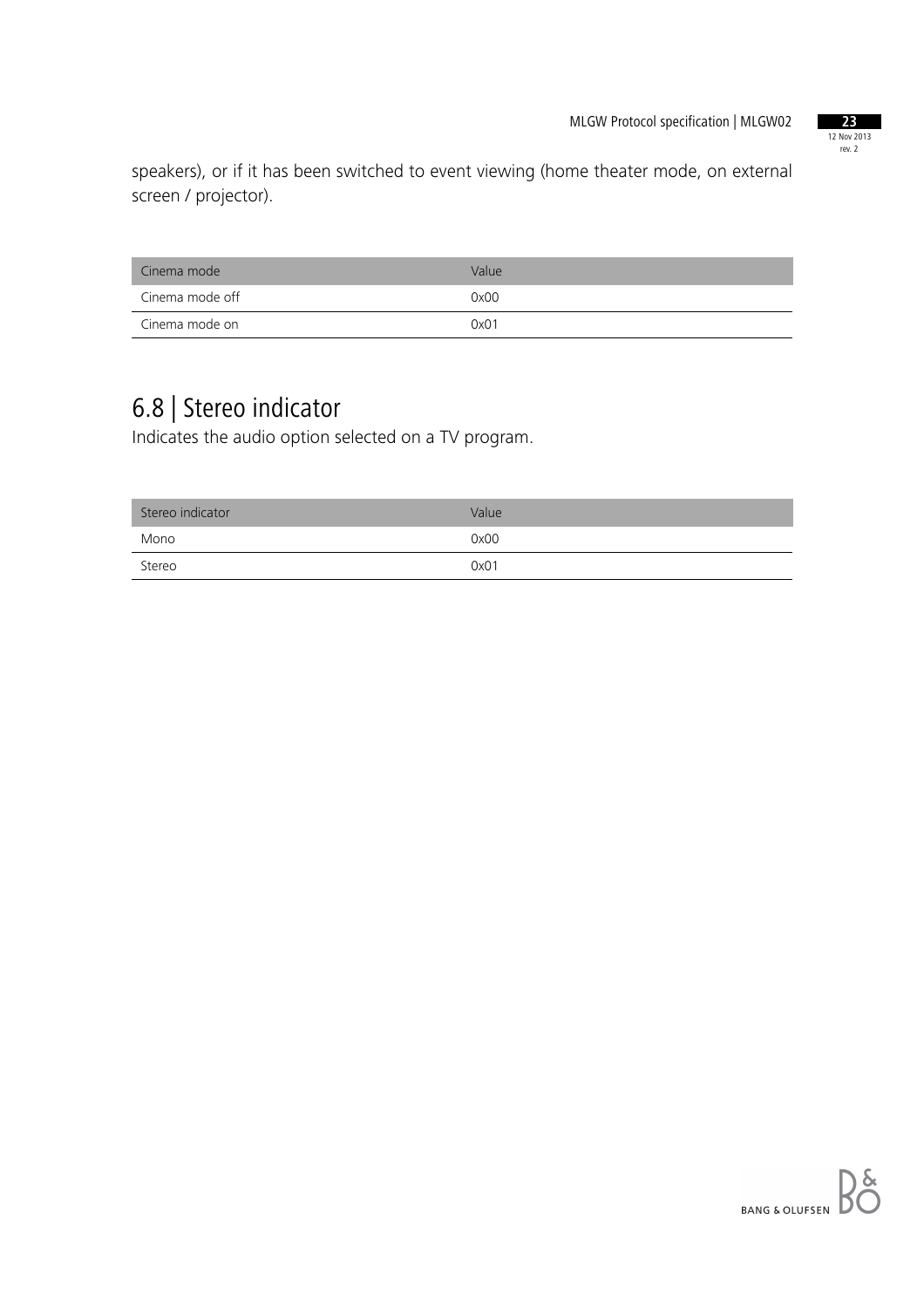speakers), or if it has been switched to event viewing (home theater mode, on external screen / projector).

| Cinema mode | Value |
| --- | --- |
| Cinema mode off | 0x00 |
| Cinema mode on | 0x01 |

## 6.8 | Stereo indicator

Indicates the audio option selected on a TV program.

| Stereo indicator | Value |
| --- | --- |
| Mono | 0x00 |
| Stereo | 0x01 |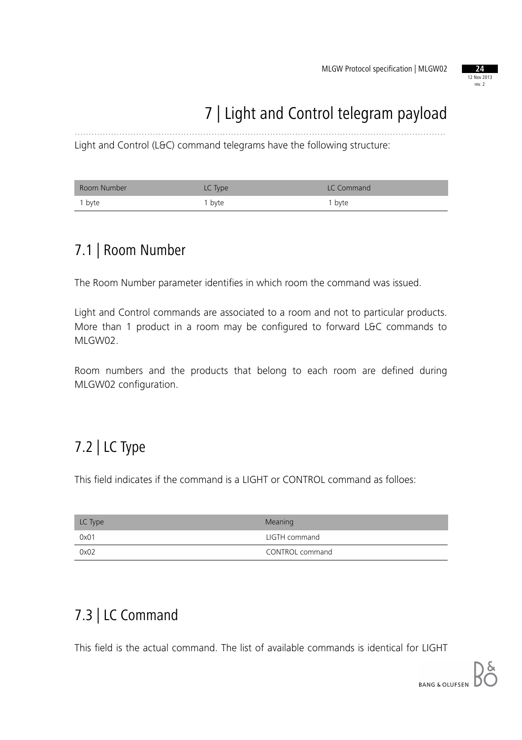# 7 | Light and Control telegram payload

Light and Control (L&C) command telegrams have the following structure:

| Room Number | LC Type | LC Command |
|---|---|---|
| 1 byte | 1 byte | 1 byte |

## 7.1 | Room Number

The Room Number parameter identifies in which room the command was issued.

Light and Control commands are associated to a room and not to particular products. More than 1 product in a room may be configured to forward L&C commands to MLGW02.

Room numbers and the products that belong to each room are defined during MLGW02 configuration.

## 7.2 | LC Type

This field indicates if the command is a LIGHT or CONTROL command as folloes:

| LC Type | Meaning |
|---|---|
| 0x01 | LIGTH command |
| 0x02 | CONTROL command |

## 7.3 | LC Command

This field is the actual command. The list of available commands is identical for LIGHT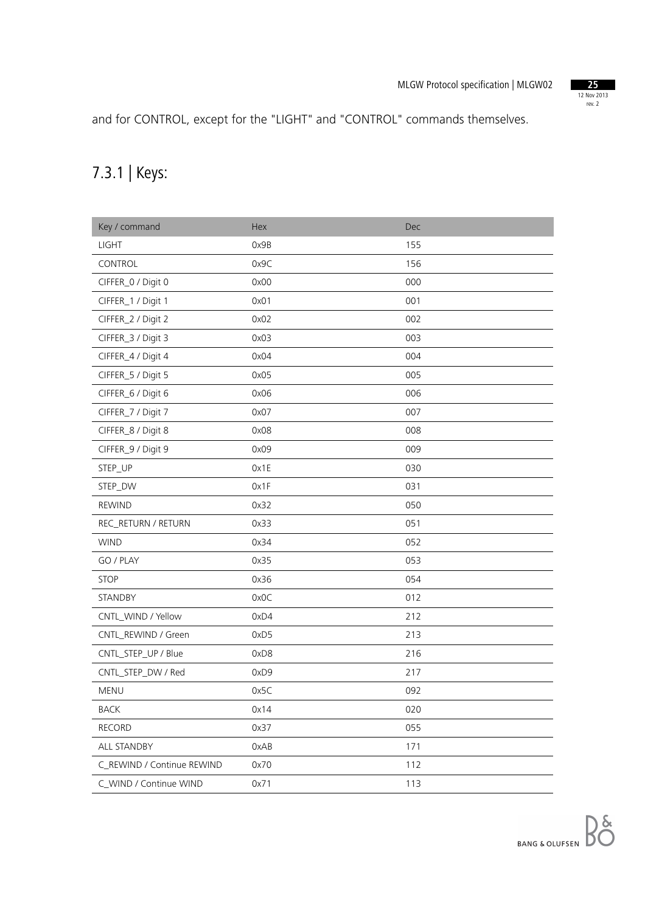and for CONTROL, except for the "LIGHT" and "CONTROL" commands themselves.

## 7.3.1 | Keys:

| Key / command | Hex | Dec |
|---|---|---|
| LIGHT | 0x9B | 155 |
| CONTROL | 0x9C | 156 |
| CIFFER_0 / Digit 0 | 0x00 | 000 |
| CIFFER_1 / Digit 1 | 0x01 | 001 |
| CIFFER_2 / Digit 2 | 0x02 | 002 |
| CIFFER_3 / Digit 3 | 0x03 | 003 |
| CIFFER_4 / Digit 4 | 0x04 | 004 |
| CIFFER_5 / Digit 5 | 0x05 | 005 |
| CIFFER_6 / Digit 6 | 0x06 | 006 |
| CIFFER_7 / Digit 7 | 0x07 | 007 |
| CIFFER_8 / Digit 8 | 0x08 | 008 |
| CIFFER_9 / Digit 9 | 0x09 | 009 |
| STEP_UP | 0x1E | 030 |
| STEP_DW | 0x1F | 031 |
| REWIND | 0x32 | 050 |
| REC_RETURN / RETURN | 0x33 | 051 |
| WIND | 0x34 | 052 |
| GO / PLAY | 0x35 | 053 |
| STOP | 0x36 | 054 |
| STANDBY | 0x0C | 012 |
| CNTL_WIND / Yellow | 0xD4 | 212 |
| CNTL_REWIND / Green | 0xD5 | 213 |
| CNTL_STEP_UP / Blue | 0xD8 | 216 |
| CNTL_STEP_DW / Red | 0xD9 | 217 |
| MENU | 0x5C | 092 |
| BACK | 0x14 | 020 |
| RECORD | 0x37 | 055 |
| ALL STANDBY | 0xAB | 171 |
| C_REWIND / Continue REWIND | 0x70 | 112 |
| C_WIND / Continue WIND | 0x71 | 113 |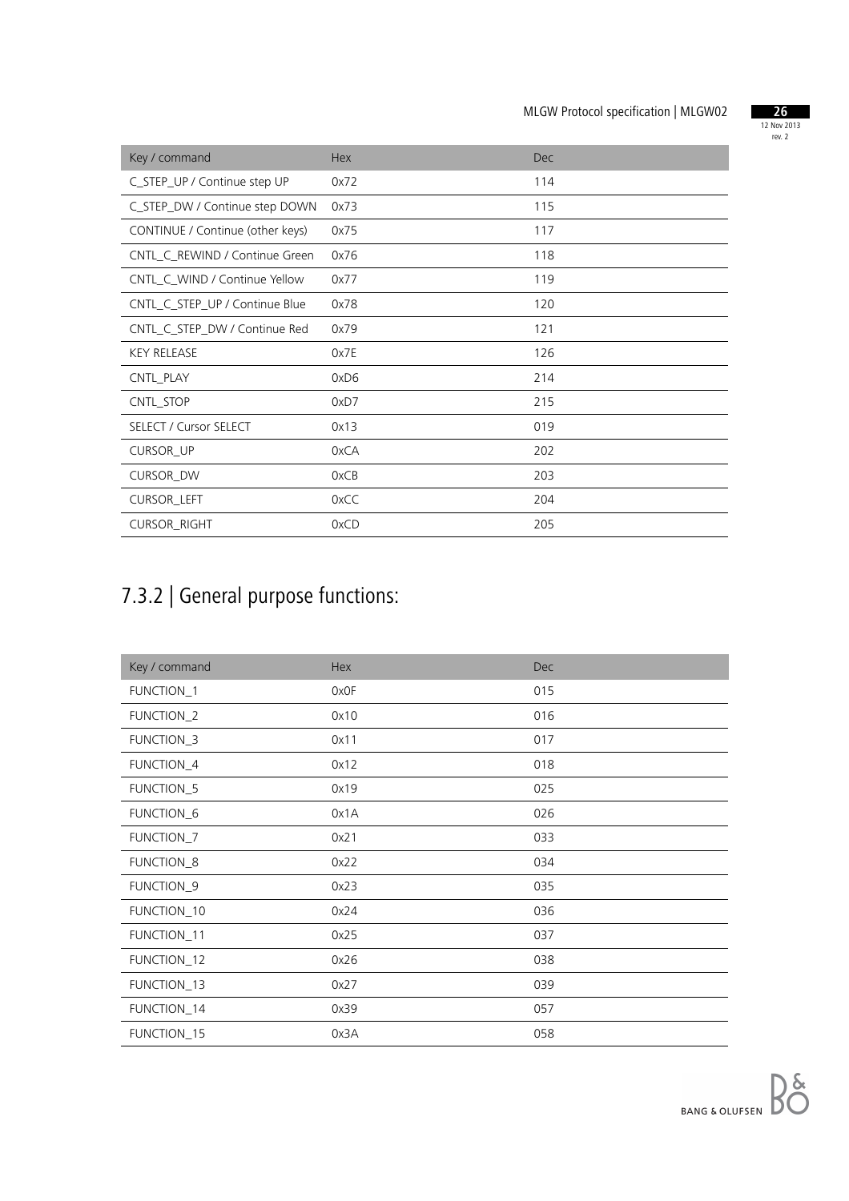| Key / command | Hex | Dec |
|---|---|---|
| C_STEP_UP / Continue step UP | 0x72 | 114 |
| C_STEP_DW / Continue step DOWN | 0x73 | 115 |
| CONTINUE / Continue (other keys) | 0x75 | 117 |
| CNTL_C_REWIND / Continue Green | 0x76 | 118 |
| CNTL_C_WIND / Continue Yellow | 0x77 | 119 |
| CNTL_C_STEP_UP / Continue Blue | 0x78 | 120 |
| CNTL_C_STEP_DW / Continue Red | 0x79 | 121 |
| KEY RELEASE | 0x7E | 126 |
| CNTL_PLAY | 0xD6 | 214 |
| CNTL_STOP | 0xD7 | 215 |
| SELECT / Cursor SELECT | 0x13 | 019 |
| CURSOR_UP | 0xCA | 202 |
| CURSOR_DW | 0xCB | 203 |
| CURSOR_LEFT | 0xCC | 204 |
| CURSOR_RIGHT | 0xCD | 205 |

## 7.3.2 | General purpose functions:

| Key / command | Hex | Dec |
|---|---|---|
| FUNCTION_1 | 0x0F | 015 |
| FUNCTION_2 | 0x10 | 016 |
| FUNCTION_3 | 0x11 | 017 |
| FUNCTION_4 | 0x12 | 018 |
| FUNCTION_5 | 0x19 | 025 |
| FUNCTION_6 | 0x1A | 026 |
| FUNCTION_7 | 0x21 | 033 |
| FUNCTION_8 | 0x22 | 034 |
| FUNCTION_9 | 0x23 | 035 |
| FUNCTION_10 | 0x24 | 036 |
| FUNCTION_11 | 0x25 | 037 |
| FUNCTION_12 | 0x26 | 038 |
| FUNCTION_13 | 0x27 | 039 |
| FUNCTION_14 | 0x39 | 057 |
| FUNCTION_15 | 0x3A | 058 |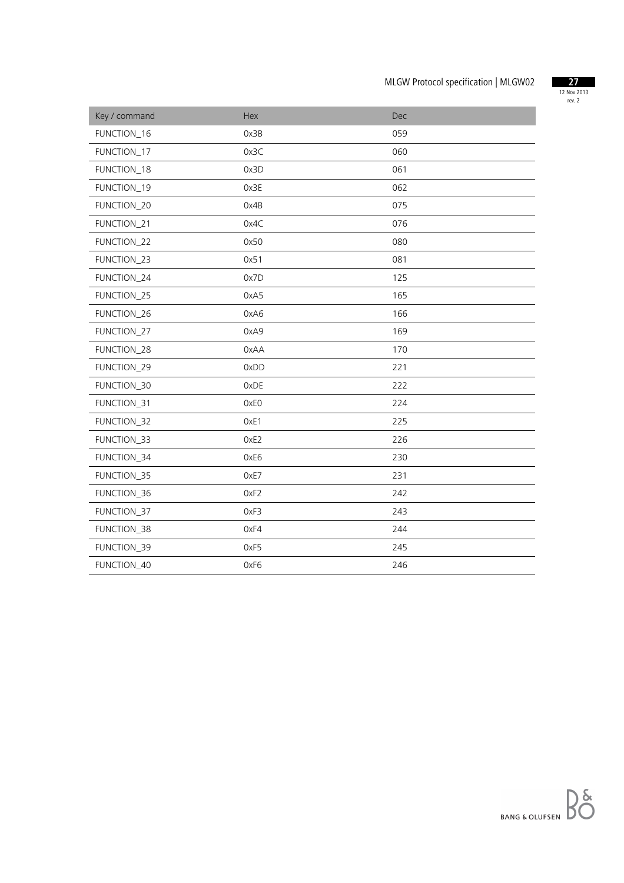| Key / command | Hex | Dec |
|---|---|---|
| FUNCTION_16 | 0x3B | 059 |
| FUNCTION_17 | 0x3C | 060 |
| FUNCTION_18 | 0x3D | 061 |
| FUNCTION_19 | 0x3E | 062 |
| FUNCTION_20 | 0x4B | 075 |
| FUNCTION_21 | 0x4C | 076 |
| FUNCTION_22 | 0x50 | 080 |
| FUNCTION_23 | 0x51 | 081 |
| FUNCTION_24 | 0x7D | 125 |
| FUNCTION_25 | 0xA5 | 165 |
| FUNCTION_26 | 0xA6 | 166 |
| FUNCTION_27 | 0xA9 | 169 |
| FUNCTION_28 | 0xAA | 170 |
| FUNCTION_29 | 0xDD | 221 |
| FUNCTION_30 | 0xDE | 222 |
| FUNCTION_31 | 0xE0 | 224 |
| FUNCTION_32 | 0xE1 | 225 |
| FUNCTION_33 | 0xE2 | 226 |
| FUNCTION_34 | 0xE6 | 230 |
| FUNCTION_35 | 0xE7 | 231 |
| FUNCTION_36 | 0xF2 | 242 |
| FUNCTION_37 | 0xF3 | 243 |
| FUNCTION_38 | 0xF4 | 244 |
| FUNCTION_39 | 0xF5 | 245 |
| FUNCTION_40 | 0xF6 | 246 |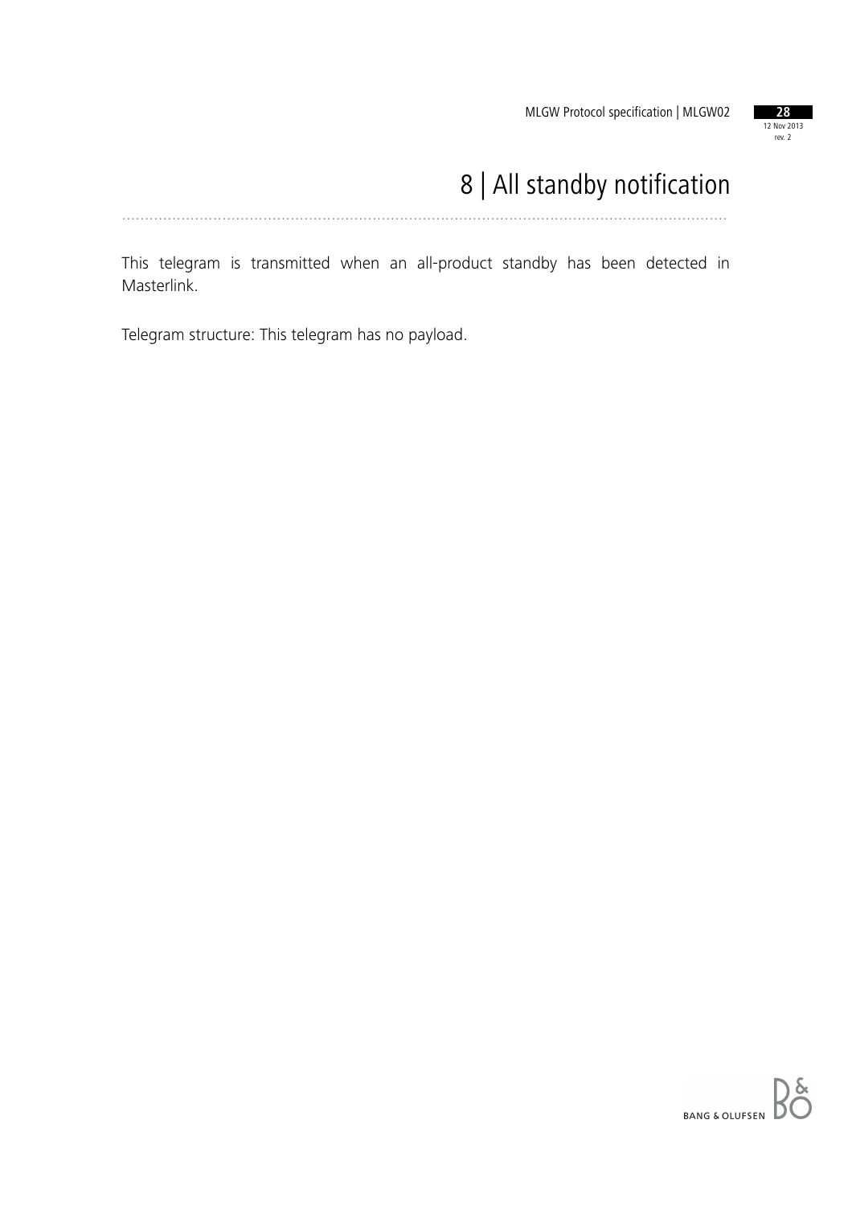# 8 | All standby notification

This telegram is transmitted when an all-product standby has been detected in Masterlink.

Telegram structure: This telegram has no payload.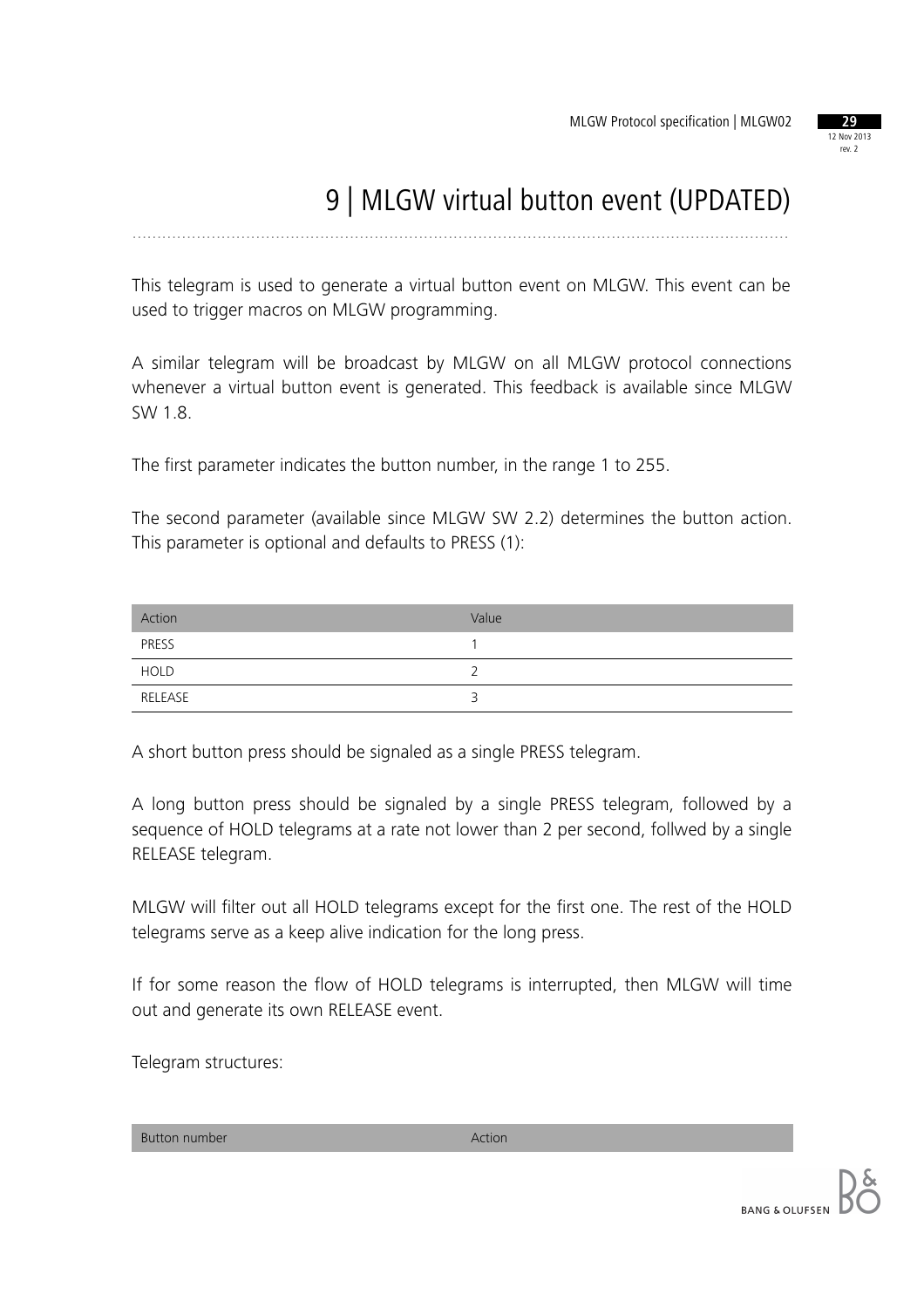# 9 | MLGW virtual button event (UPDATED)

This telegram is used to generate a virtual button event on MLGW. This event can be used to trigger macros on MLGW programming.

A similar telegram will be broadcast by MLGW on all MLGW protocol connections whenever a virtual button event is generated. This feedback is available since MLGW SW 1.8.

The first parameter indicates the button number, in the range 1 to 255.

The second parameter (available since MLGW SW 2.2) determines the button action. This parameter is optional and defaults to PRESS (1):

| Action | Value |
|---|---|
| PRESS | 1 |
| HOLD | 2 |
| RELEASE | 3 |

A short button press should be signaled as a single PRESS telegram.

A long button press should be signaled by a single PRESS telegram, followed by a sequence of HOLD telegrams at a rate not lower than 2 per second, follwed by a single RELEASE telegram.

MLGW will filter out all HOLD telegrams except for the first one. The rest of the HOLD telegrams serve as a keep alive indication for the long press.

If for some reason the flow of HOLD telegrams is interrupted, then MLGW will time out and generate its own RELEASE event.

Telegram structures:

| Button number | Action |
|---|---|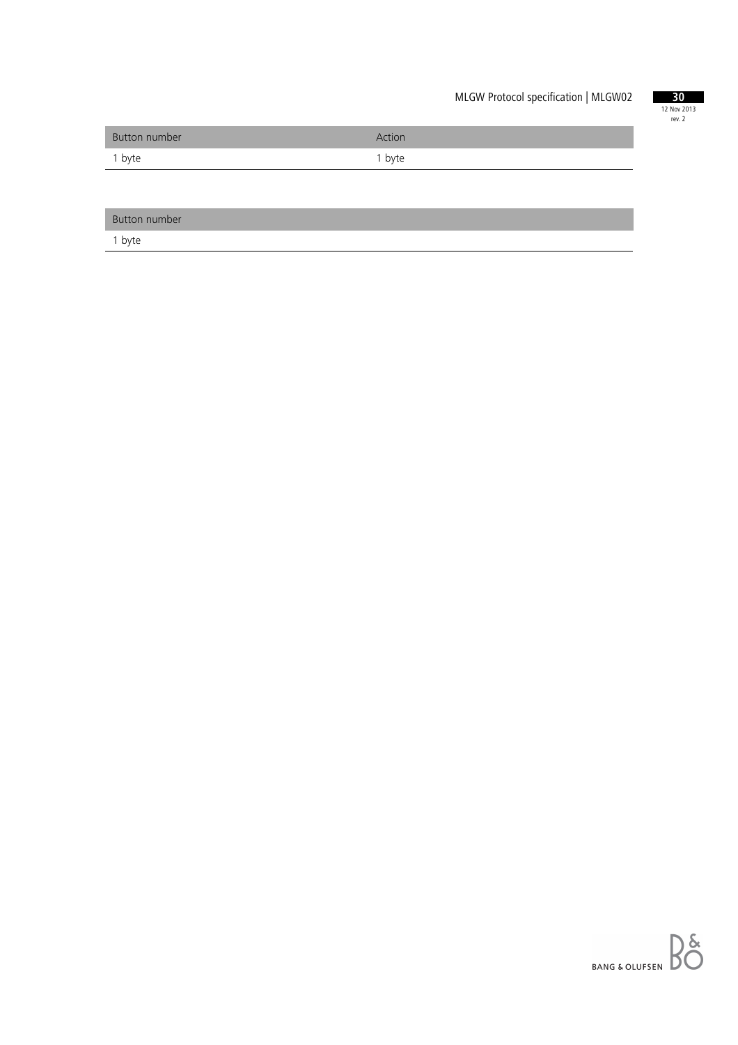| Button number | Action |
| --- | --- |
| 1 byte | 1 byte |

| Button number |
| --- |
| 1 byte |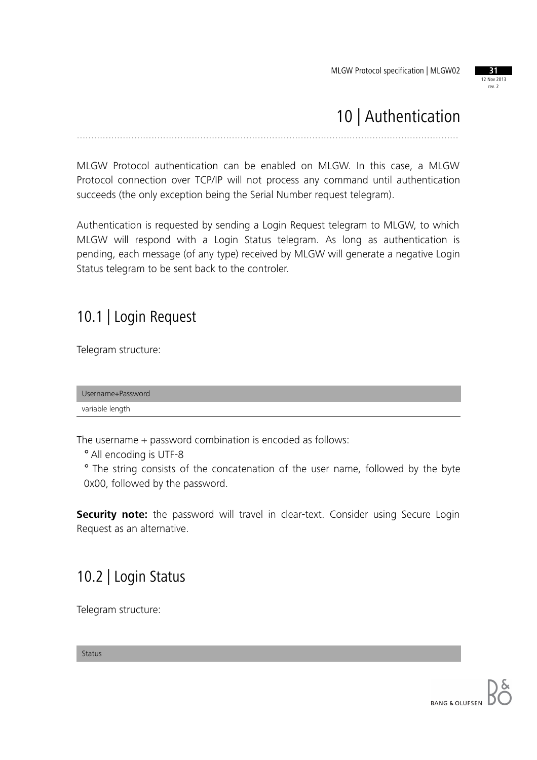# 10 | Authentication

MLGW Protocol authentication can be enabled on MLGW. In this case, a MLGW Protocol connection over TCP/IP will not process any command until authentication succeeds (the only exception being the Serial Number request telegram).

Authentication is requested by sending a Login Request telegram to MLGW, to which MLGW will respond with a Login Status telegram. As long as authentication is pending, each message (of any type) received by MLGW will generate a negative Login Status telegram to be sent back to the controler.

## 10.1 | Login Request

Telegram structure:

| Username+Password |
| --- |
| variable length |

The username + password combination is encoded as follows:

- All encoding is UTF-8
- The string consists of the concatenation of the user name, followed by the byte 0x00, followed by the password.

**Security note:** the password will travel in clear-text. Consider using Secure Login Request as an alternative.

## 10.2 | Login Status

Telegram structure:

| Status |
| --- |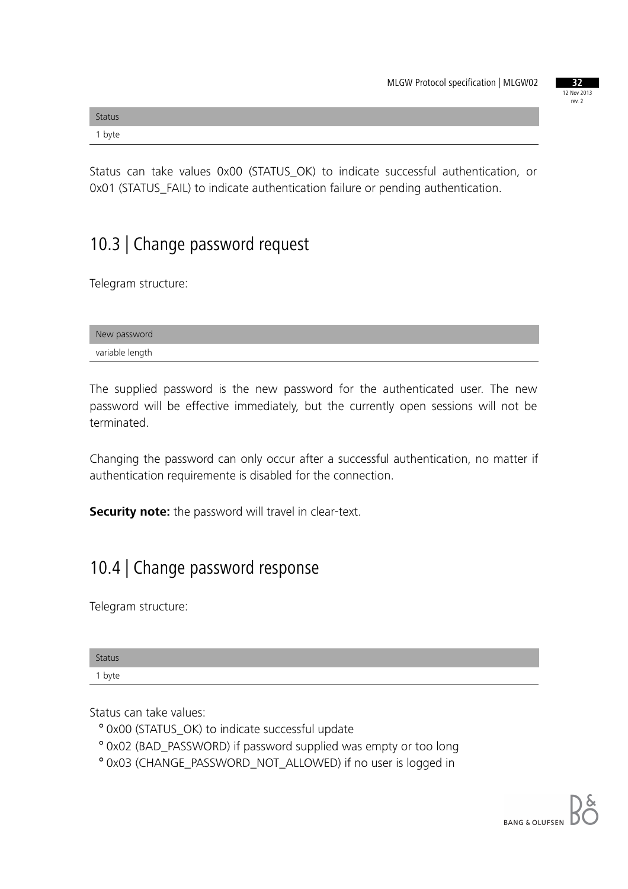| Status |
| --- |
| 1 byte |

Status can take values 0x00 (STATUS_OK) to indicate successful authentication, or 0x01 (STATUS_FAIL) to indicate authentication failure or pending authentication.

## 10.3 | Change password request

Telegram structure:

| New password |
| --- |
| variable length |

The supplied password is the new password for the authenticated user. The new password will be effective immediately, but the currently open sessions will not be terminated.

Changing the password can only occur after a successful authentication, no matter if authentication requiremente is disabled for the connection.

**Security note:** the password will travel in clear-text.

## 10.4 | Change password response

Telegram structure:

| Status |
| --- |
| 1 byte |

Status can take values:

- 0x00 (STATUS_OK) to indicate successful update
- 0x02 (BAD_PASSWORD) if password supplied was empty or too long
- 0x03 (CHANGE_PASSWORD_NOT_ALLOWED) if no user is logged in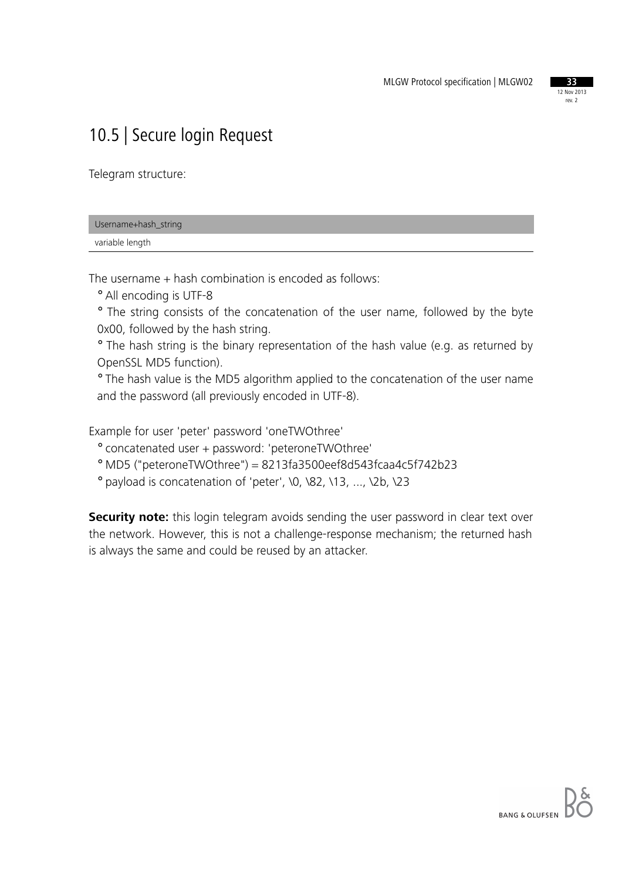## 10.5 | Secure login Request

Telegram structure:

| Username+hash_string |
| --- |
| variable length |

The username + hash combination is encoded as follows:

- All encoding is UTF-8
- The string consists of the concatenation of the user name, followed by the byte 0x00, followed by the hash string.
- The hash string is the binary representation of the hash value (e.g. as returned by OpenSSL MD5 function).
- The hash value is the MD5 algorithm applied to the concatenation of the user name and the password (all previously encoded in UTF-8).

Example for user 'peter' password 'oneTWOthree'

- concatenated user + password: 'peteroneTWOthree'
- MD5 ("peteroneTWOthree") = 8213fa3500eef8d543fcaa4c5f742b23
- payload is concatenation of 'peter', \0, \82, \13, ..., \2b, \23

**Security note:** this login telegram avoids sending the user password in clear text over the network. However, this is not a challenge-response mechanism; the returned hash is always the same and could be reused by an attacker.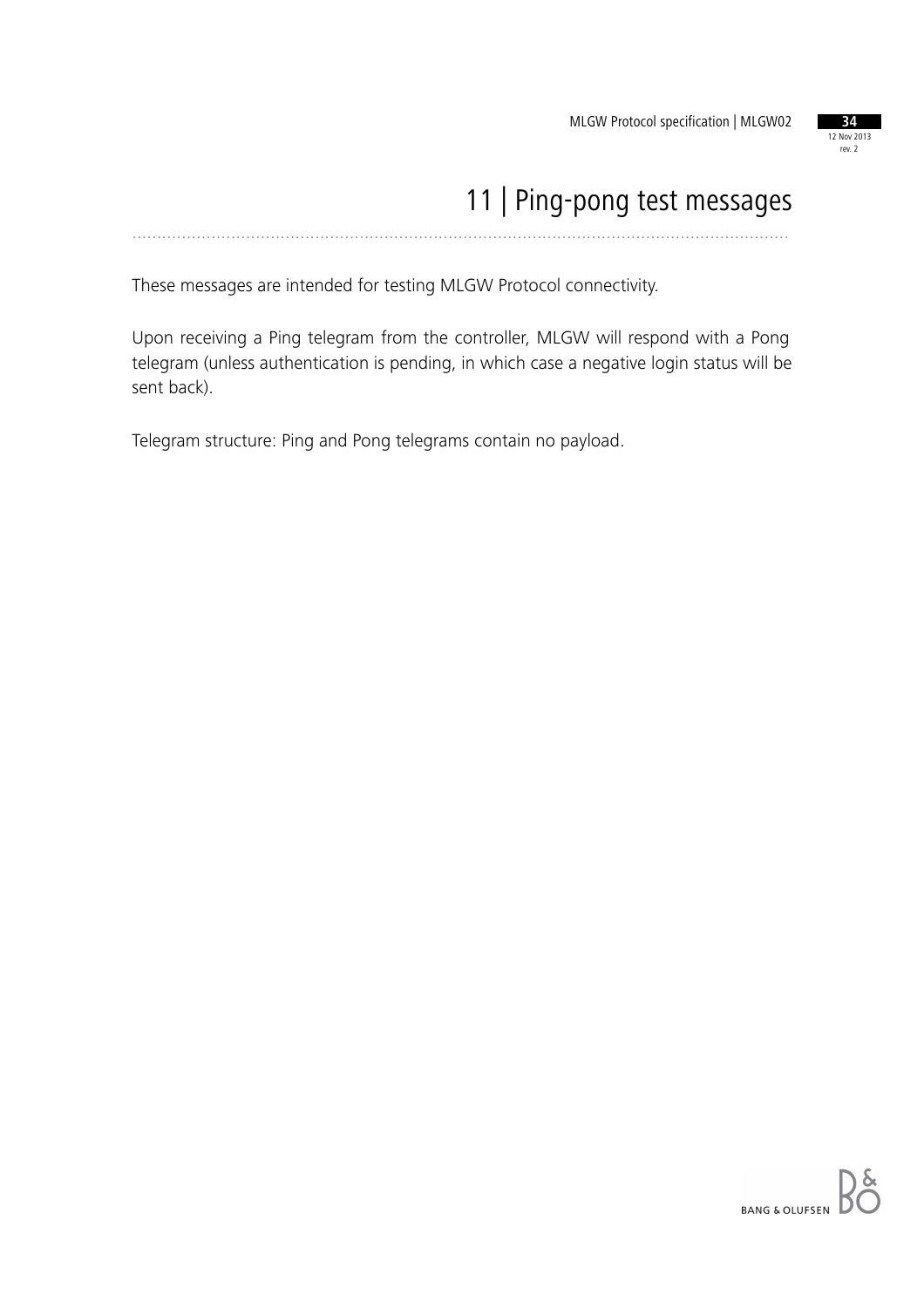# 11 | Ping-pong test messages

These messages are intended for testing MLGW Protocol connectivity.

Upon receiving a Ping telegram from the controller, MLGW will respond with a Pong telegram (unless authentication is pending, in which case a negative login status will be sent back).

Telegram structure: Ping and Pong telegrams contain no payload.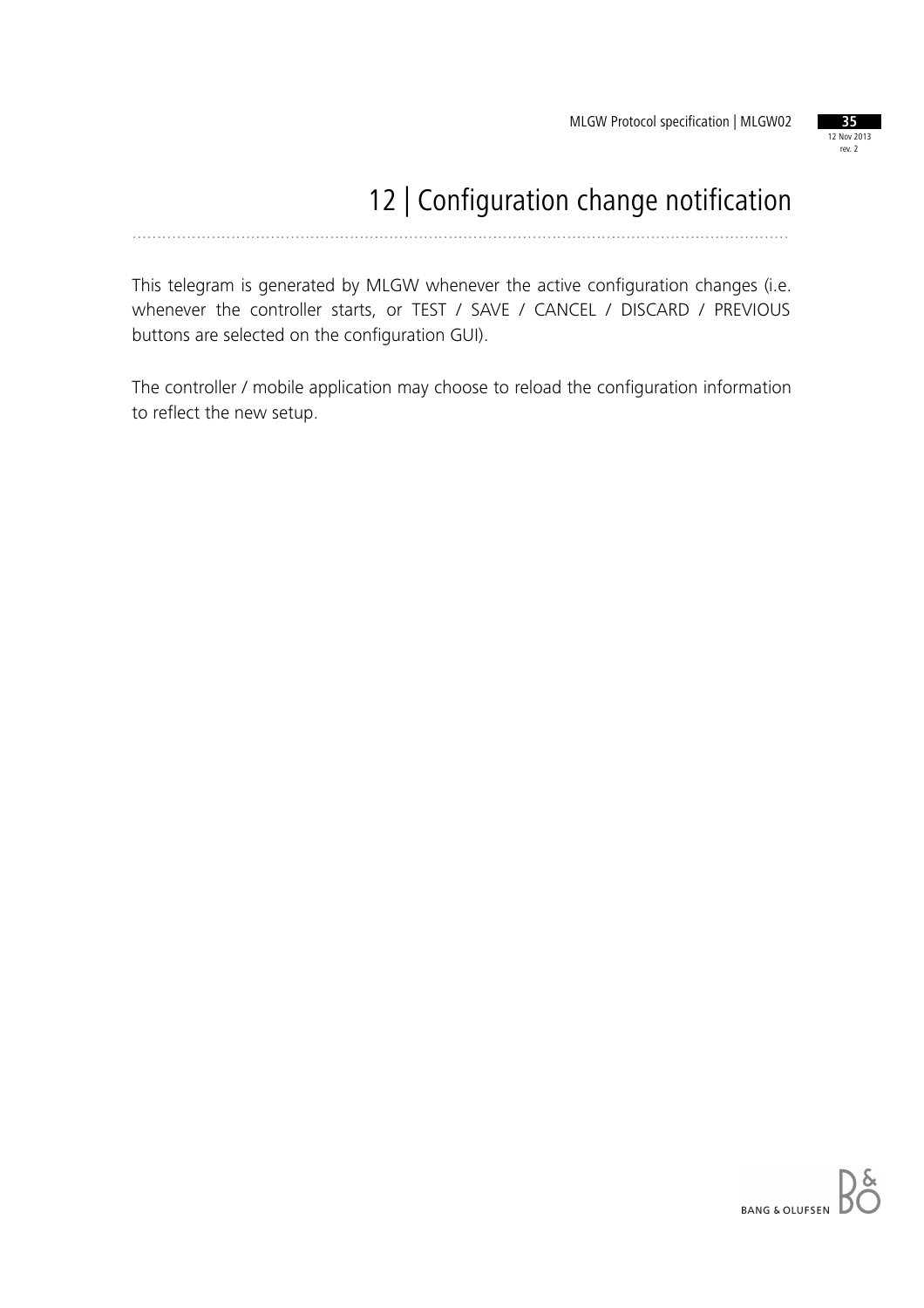# 12 | Configuration change notification

This telegram is generated by MLGW whenever the active configuration changes (i.e. whenever the controller starts, or TEST / SAVE / CANCEL / DISCARD / PREVIOUS buttons are selected on the configuration GUI).

The controller / mobile application may choose to reload the configuration information to reflect the new setup.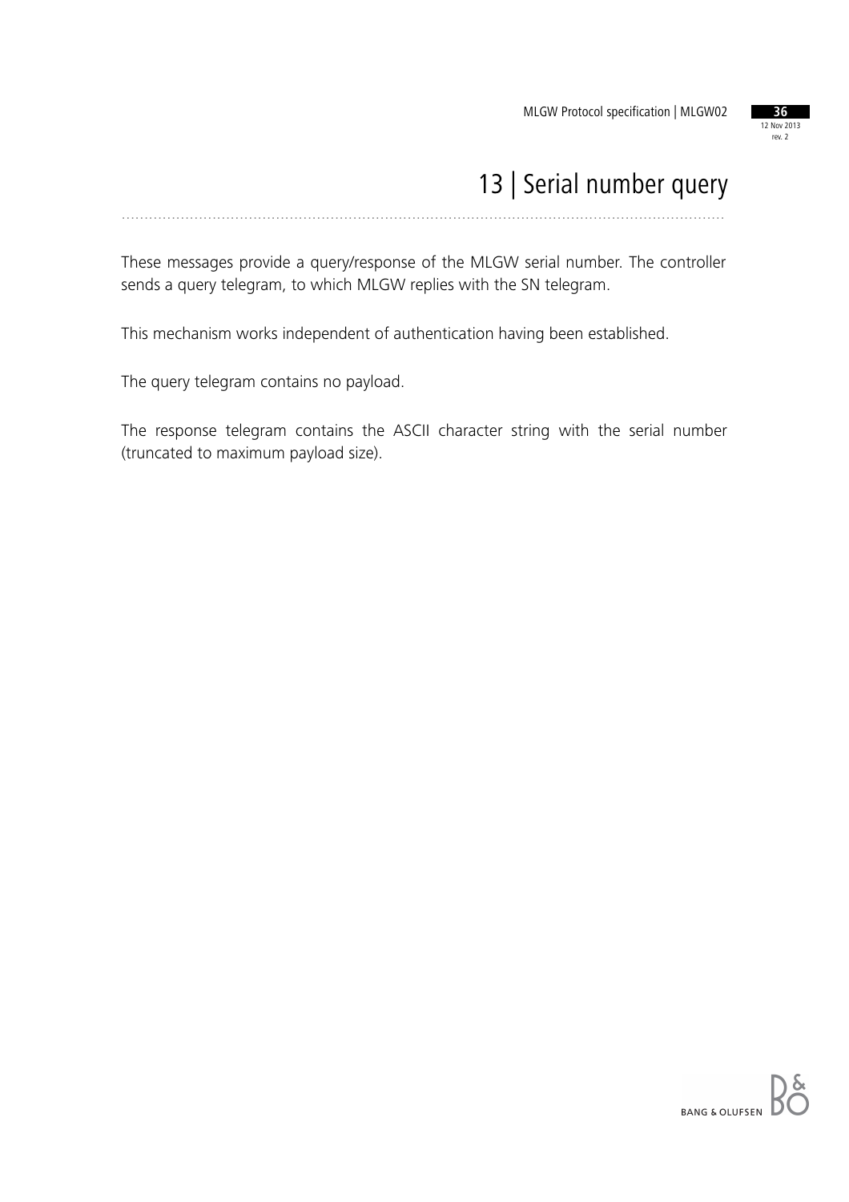# 13 | Serial number query

These messages provide a query/response of the MLGW serial number. The controller sends a query telegram, to which MLGW replies with the SN telegram.

This mechanism works independent of authentication having been established.

The query telegram contains no payload.

The response telegram contains the ASCII character string with the serial number (truncated to maximum payload size).